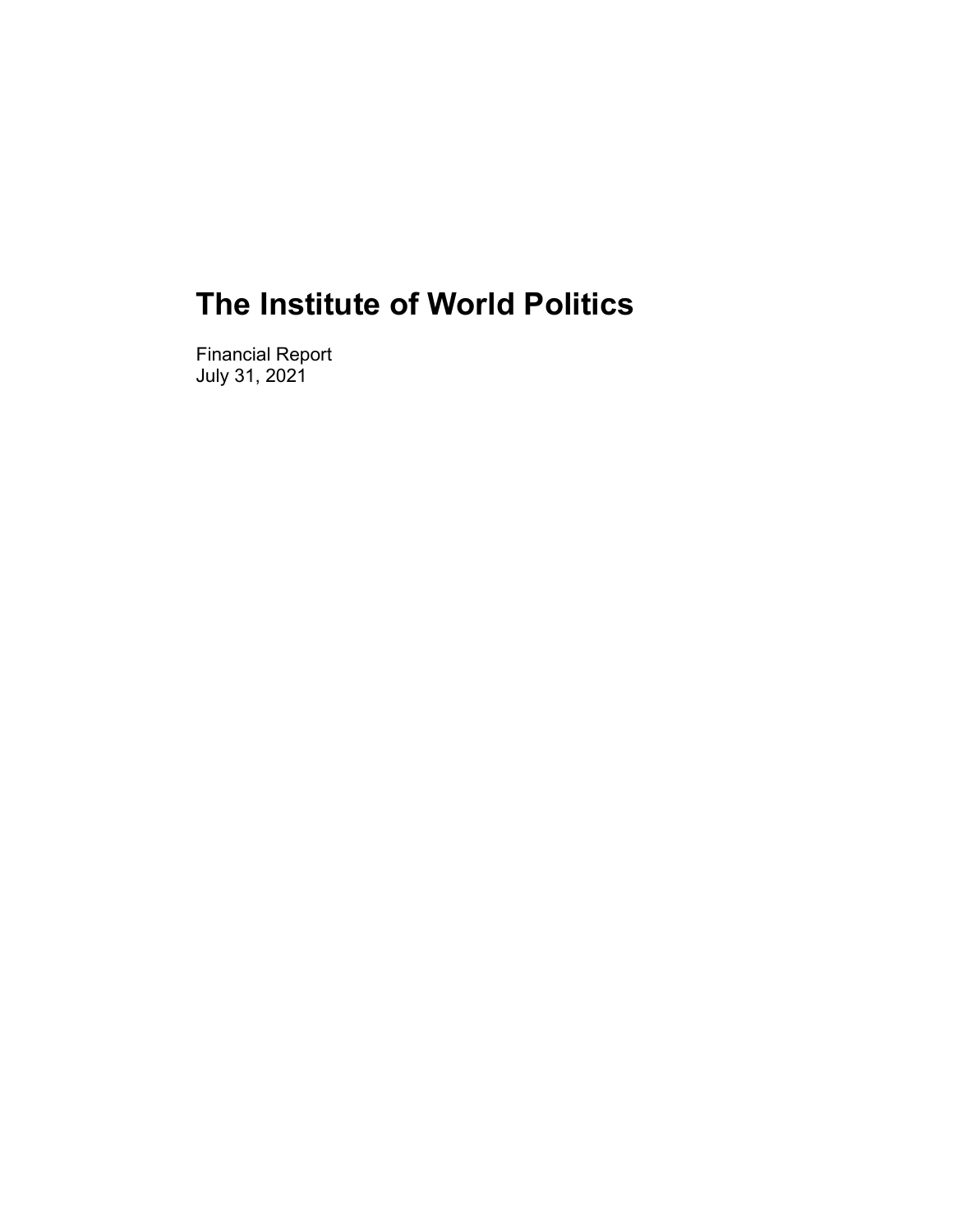# The Institute of World Politics

Financial Report
July 31, 2021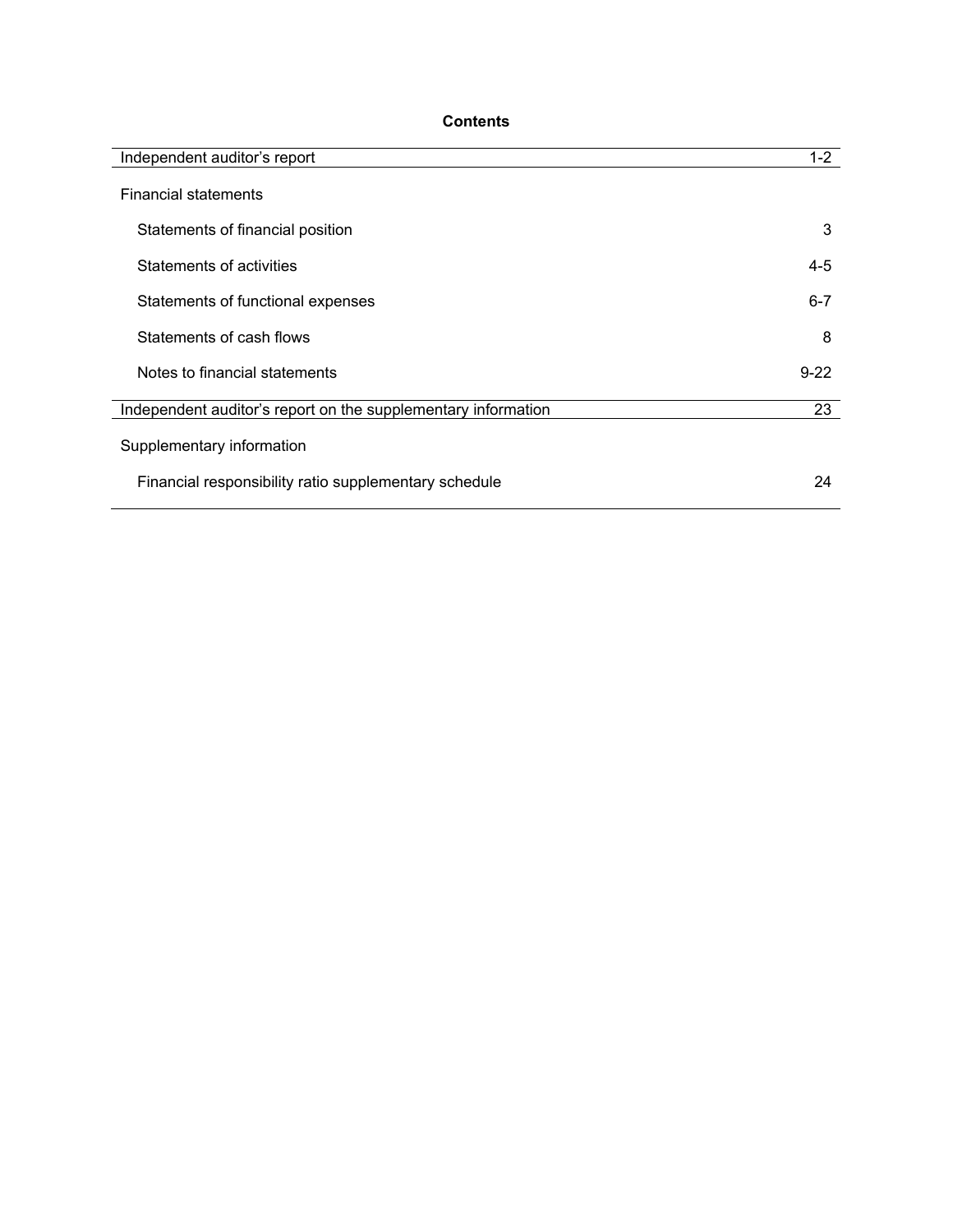**Contents**

| | |
|---|---|
| Independent auditor's report | 1-2 |
| Financial statements | |
| Statements of financial position | 3 |
| Statements of activities | 4-5 |
| Statements of functional expenses | 6-7 |
| Statements of cash flows | 8 |
| Notes to financial statements | 9-22 |
| Independent auditor's report on the supplementary information | 23 |
| Supplementary information | |
| Financial responsibility ratio supplementary schedule | 24 |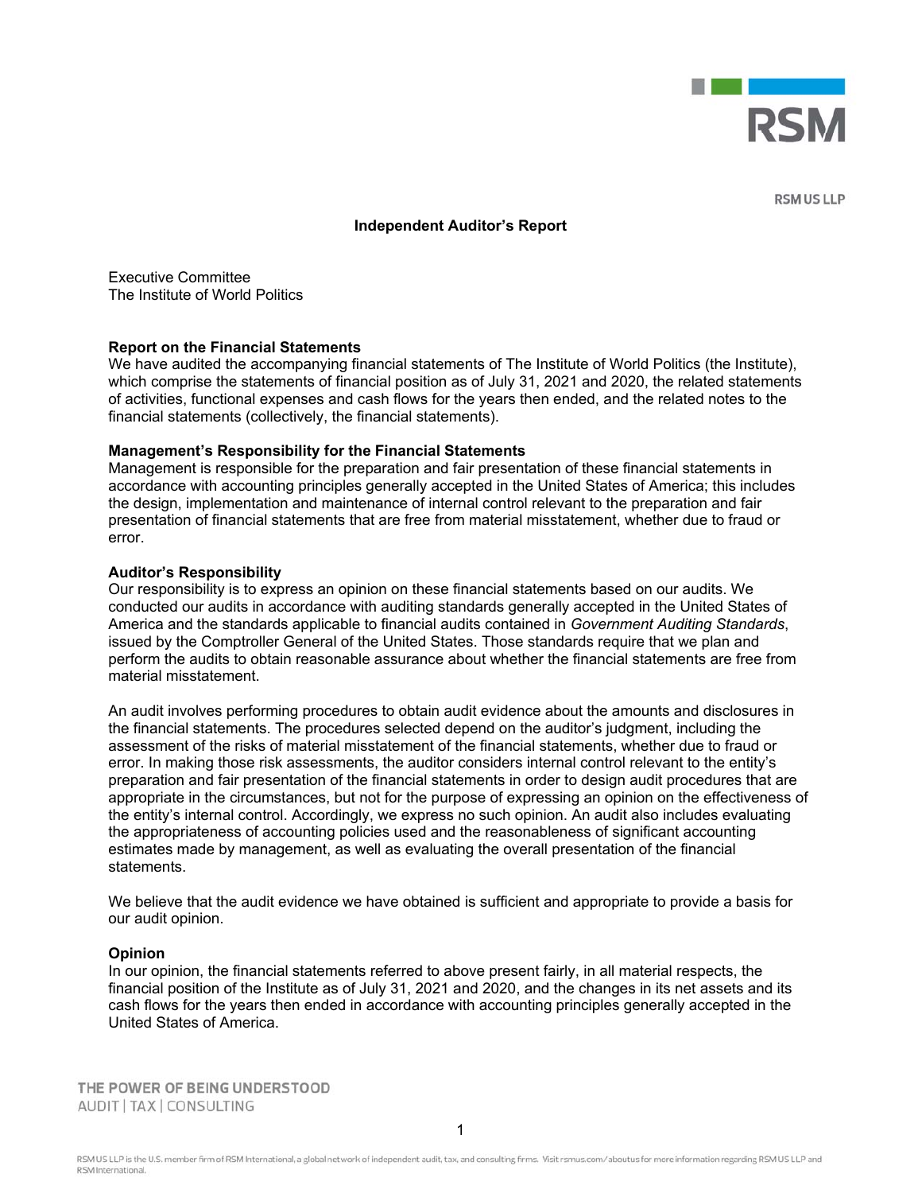RSM

RSM US LLP

# Independent Auditor's Report

Executive Committee
The Institute of World Politics

**Report on the Financial Statements**
We have audited the accompanying financial statements of The Institute of World Politics (the Institute), which comprise the statements of financial position as of July 31, 2021 and 2020, the related statements of activities, functional expenses and cash flows for the years then ended, and the related notes to the financial statements (collectively, the financial statements).

**Management's Responsibility for the Financial Statements**
Management is responsible for the preparation and fair presentation of these financial statements in accordance with accounting principles generally accepted in the United States of America; this includes the design, implementation and maintenance of internal control relevant to the preparation and fair presentation of financial statements that are free from material misstatement, whether due to fraud or error.

**Auditor's Responsibility**
Our responsibility is to express an opinion on these financial statements based on our audits. We conducted our audits in accordance with auditing standards generally accepted in the United States of America and the standards applicable to financial audits contained in *Government Auditing Standards*, issued by the Comptroller General of the United States. Those standards require that we plan and perform the audits to obtain reasonable assurance about whether the financial statements are free from material misstatement.

An audit involves performing procedures to obtain audit evidence about the amounts and disclosures in the financial statements. The procedures selected depend on the auditor's judgment, including the assessment of the risks of material misstatement of the financial statements, whether due to fraud or error. In making those risk assessments, the auditor considers internal control relevant to the entity's preparation and fair presentation of the financial statements in order to design audit procedures that are appropriate in the circumstances, but not for the purpose of expressing an opinion on the effectiveness of the entity's internal control. Accordingly, we express no such opinion. An audit also includes evaluating the appropriateness of accounting policies used and the reasonableness of significant accounting estimates made by management, as well as evaluating the overall presentation of the financial statements.

We believe that the audit evidence we have obtained is sufficient and appropriate to provide a basis for our audit opinion.

**Opinion**
In our opinion, the financial statements referred to above present fairly, in all material respects, the financial position of the Institute as of July 31, 2021 and 2020, and the changes in its net assets and its cash flows for the years then ended in accordance with accounting principles generally accepted in the United States of America.

THE POWER OF BEING UNDERSTOOD
AUDIT | TAX | CONSULTING

RSM US LLP is the U.S. member firm of RSM International, a global network of independent audit, tax, and consulting firms. Visit rsmus.com/aboutus for more information regarding RSM US LLP and RSM International.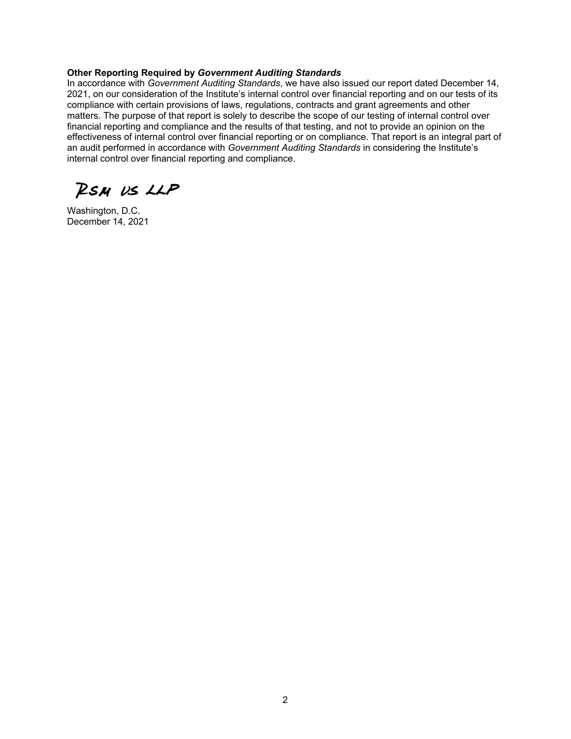**Other Reporting Required by *Government Auditing Standards***

In accordance with *Government Auditing Standards*, we have also issued our report dated December 14, 2021, on our consideration of the Institute's internal control over financial reporting and on our tests of its compliance with certain provisions of laws, regulations, contracts and grant agreements and other matters. The purpose of that report is solely to describe the scope of our testing of internal control over financial reporting and compliance and the results of that testing, and not to provide an opinion on the effectiveness of internal control over financial reporting or on compliance. That report is an integral part of an audit performed in accordance with *Government Auditing Standards* in considering the Institute's internal control over financial reporting and compliance.

RSM US LLP

Washington, D.C.
December 14, 2021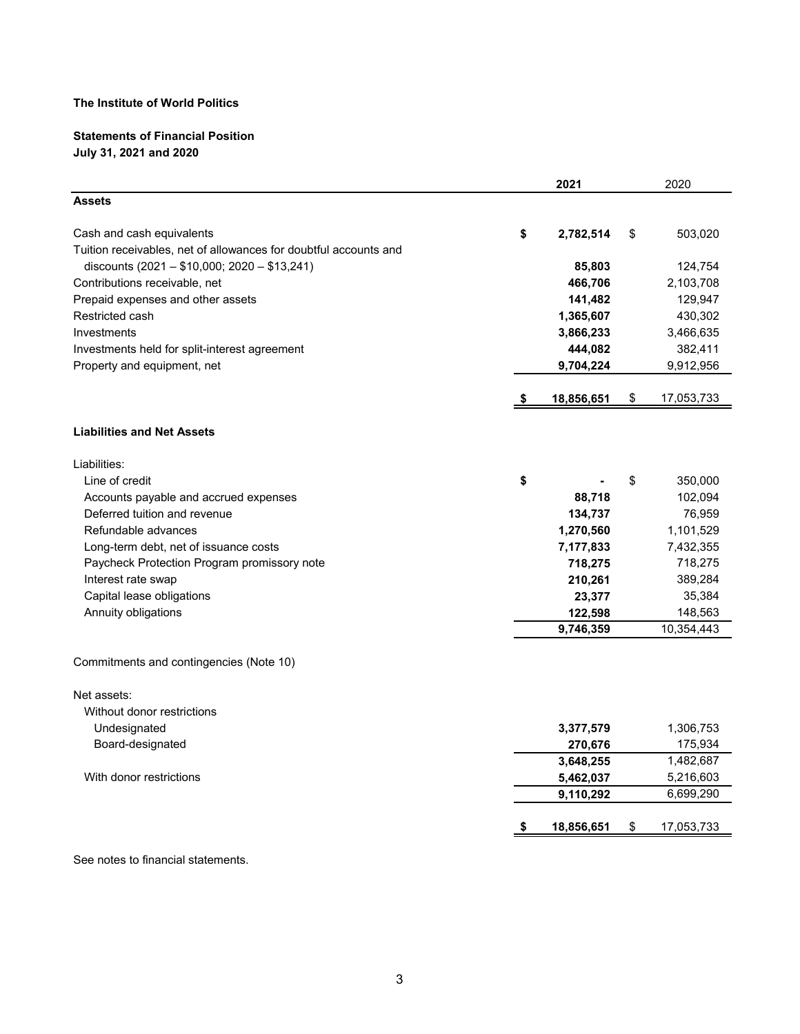**The Institute of World Politics**

**Statements of Financial Position**
**July 31, 2021 and 2020**

| | **2021** | 2020 |
|---|---|---|
| **Assets** | | |
| Cash and cash equivalents | **$ 2,782,514** | $ 503,020 |
| Tuition receivables, net of allowances for doubtful accounts and discounts (2021 – $10,000; 2020 – $13,241) | **85,803** | 124,754 |
| Contributions receivable, net | **466,706** | 2,103,708 |
| Prepaid expenses and other assets | **141,482** | 129,947 |
| Restricted cash | **1,365,607** | 430,302 |
| Investments | **3,866,233** | 3,466,635 |
| Investments held for split-interest agreement | **444,082** | 382,411 |
| Property and equipment, net | **9,704,224** | 9,912,956 |
| | **$ 18,856,651** | $ 17,053,733 |
| **Liabilities and Net Assets** | | |
| Liabilities: | | |
| Line of credit | **$ -** | $ 350,000 |
| Accounts payable and accrued expenses | **88,718** | 102,094 |
| Deferred tuition and revenue | **134,737** | 76,959 |
| Refundable advances | **1,270,560** | 1,101,529 |
| Long-term debt, net of issuance costs | **7,177,833** | 7,432,355 |
| Paycheck Protection Program promissory note | **718,275** | 718,275 |
| Interest rate swap | **210,261** | 389,284 |
| Capital lease obligations | **23,377** | 35,384 |
| Annuity obligations | **122,598** | 148,563 |
| | **9,746,359** | 10,354,443 |
| Commitments and contingencies (Note 10) | | |
| Net assets: | | |
| Without donor restrictions | | |
| Undesignated | **3,377,579** | 1,306,753 |
| Board-designated | **270,676** | 175,934 |
| | **3,648,255** | 1,482,687 |
| With donor restrictions | **5,462,037** | 5,216,603 |
| | **9,110,292** | 6,699,290 |
| | **$ 18,856,651** | $ 17,053,733 |

See notes to financial statements.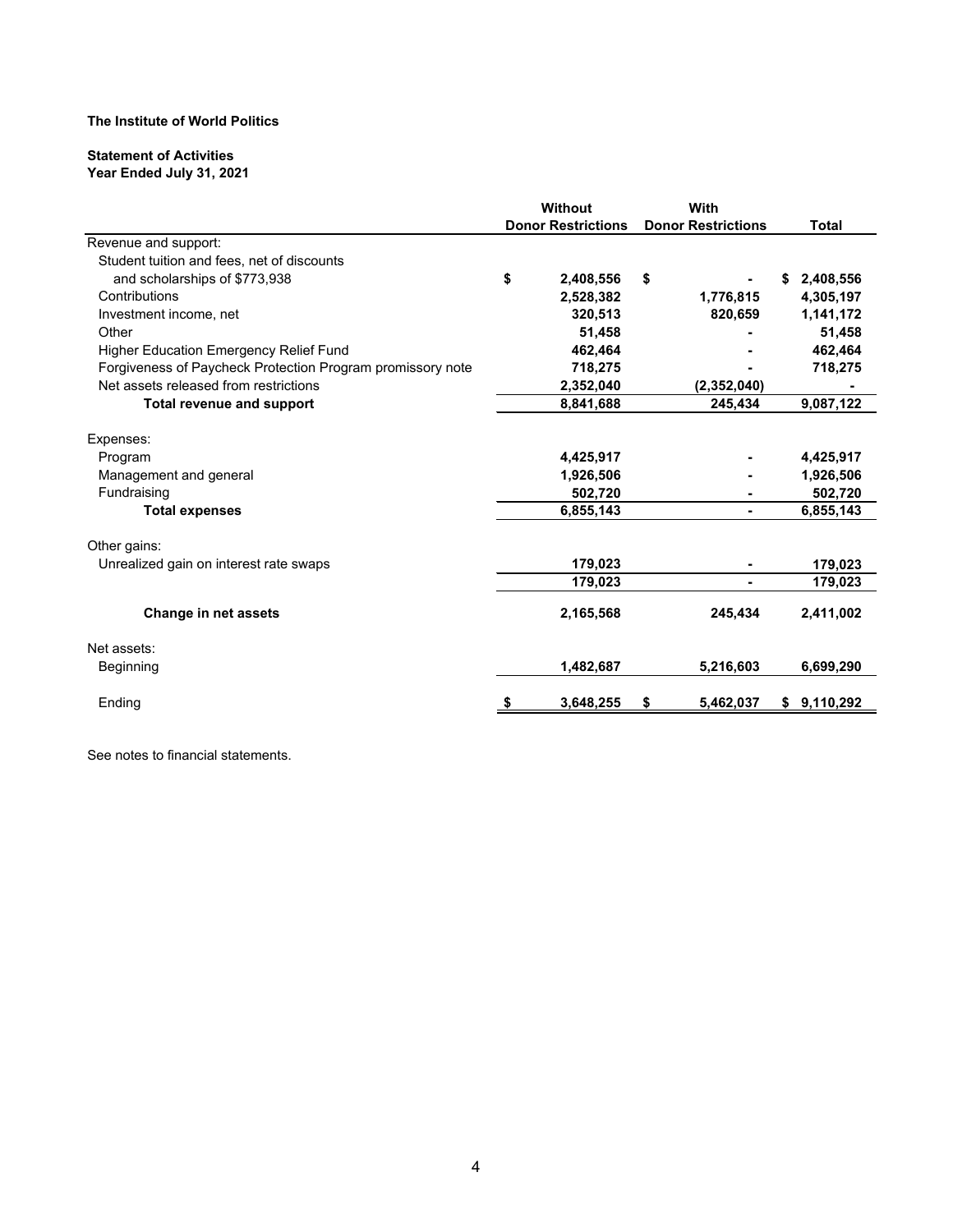**The Institute of World Politics**

**Statement of Activities**
**Year Ended July 31, 2021**

| | Without Donor Restrictions | With Donor Restrictions | Total |
|---|---|---|---|
| Revenue and support: | | | |
| Student tuition and fees, net of discounts and scholarships of $773,938 | $ 2,408,556 | $ - | $ 2,408,556 |
| Contributions | 2,528,382 | 1,776,815 | 4,305,197 |
| Investment income, net | 320,513 | 820,659 | 1,141,172 |
| Other | 51,458 | - | 51,458 |
| Higher Education Emergency Relief Fund | 462,464 | - | 462,464 |
| Forgiveness of Paycheck Protection Program promissory note | 718,275 | - | 718,275 |
| Net assets released from restrictions | 2,352,040 | (2,352,040) | - |
| **Total revenue and support** | 8,841,688 | 245,434 | 9,087,122 |
| Expenses: | | | |
| Program | 4,425,917 | - | 4,425,917 |
| Management and general | 1,926,506 | - | 1,926,506 |
| Fundraising | 502,720 | - | 502,720 |
| **Total expenses** | 6,855,143 | - | 6,855,143 |
| Other gains: | | | |
| Unrealized gain on interest rate swaps | 179,023 | - | 179,023 |
| | 179,023 | - | 179,023 |
| **Change in net assets** | 2,165,568 | 245,434 | 2,411,002 |
| Net assets: | | | |
| Beginning | 1,482,687 | 5,216,603 | 6,699,290 |
| Ending | $ 3,648,255 | $ 5,462,037 | $ 9,110,292 |

See notes to financial statements.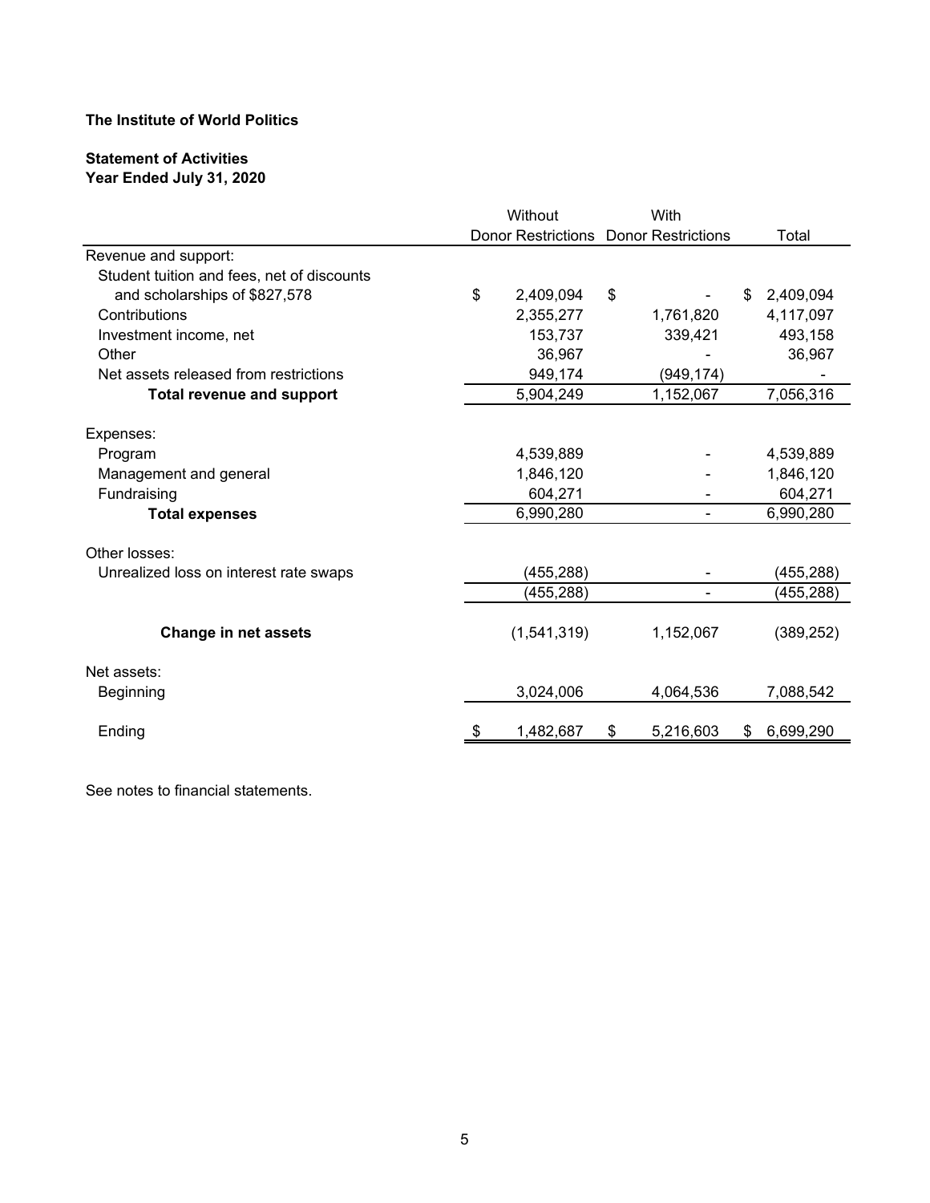**The Institute of World Politics**

**Statement of Activities**
**Year Ended July 31, 2020**

| | Without Donor Restrictions | With Donor Restrictions | Total |
|---|---|---|---|
| Revenue and support: | | | |
| Student tuition and fees, net of discounts and scholarships of $827,578 | $ 2,409,094 | $ - | $ 2,409,094 |
| Contributions | 2,355,277 | 1,761,820 | 4,117,097 |
| Investment income, net | 153,737 | 339,421 | 493,158 |
| Other | 36,967 | - | 36,967 |
| Net assets released from restrictions | 949,174 | (949,174) | - |
| **Total revenue and support** | 5,904,249 | 1,152,067 | 7,056,316 |
| Expenses: | | | |
| Program | 4,539,889 | - | 4,539,889 |
| Management and general | 1,846,120 | - | 1,846,120 |
| Fundraising | 604,271 | - | 604,271 |
| **Total expenses** | 6,990,280 | - | 6,990,280 |
| Other losses: | | | |
| Unrealized loss on interest rate swaps | (455,288) | - | (455,288) |
| | (455,288) | - | (455,288) |
| **Change in net assets** | (1,541,319) | 1,152,067 | (389,252) |
| Net assets: | | | |
| Beginning | 3,024,006 | 4,064,536 | 7,088,542 |
| Ending | $ 1,482,687 | $ 5,216,603 | $ 6,699,290 |

See notes to financial statements.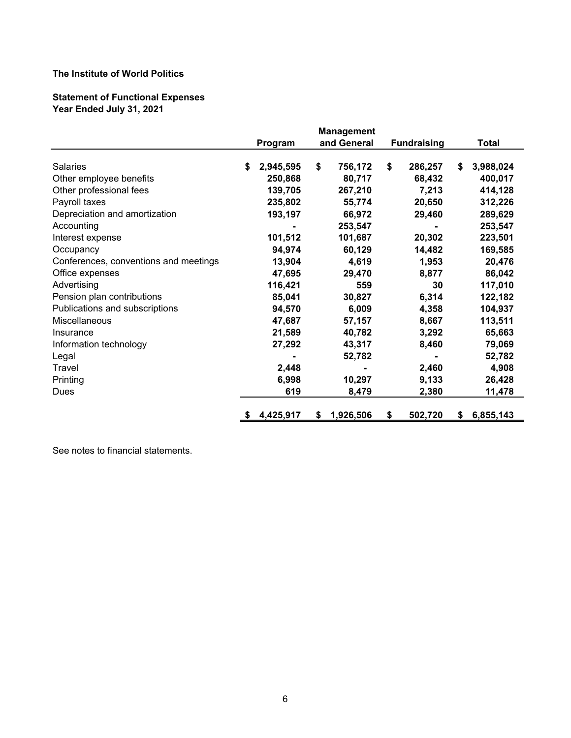**The Institute of World Politics**

**Statement of Functional Expenses**
**Year Ended July 31, 2021**

| | Program | Management and General | Fundraising | Total |
|---|---|---|---|---|
| Salaries | $ 2,945,595 | $ 756,172 | $ 286,257 | $ 3,988,024 |
| Other employee benefits | 250,868 | 80,717 | 68,432 | 400,017 |
| Other professional fees | 139,705 | 267,210 | 7,213 | 414,128 |
| Payroll taxes | 235,802 | 55,774 | 20,650 | 312,226 |
| Depreciation and amortization | 193,197 | 66,972 | 29,460 | 289,629 |
| Accounting | - | 253,547 | - | 253,547 |
| Interest expense | 101,512 | 101,687 | 20,302 | 223,501 |
| Occupancy | 94,974 | 60,129 | 14,482 | 169,585 |
| Conferences, conventions and meetings | 13,904 | 4,619 | 1,953 | 20,476 |
| Office expenses | 47,695 | 29,470 | 8,877 | 86,042 |
| Advertising | 116,421 | 559 | 30 | 117,010 |
| Pension plan contributions | 85,041 | 30,827 | 6,314 | 122,182 |
| Publications and subscriptions | 94,570 | 6,009 | 4,358 | 104,937 |
| Miscellaneous | 47,687 | 57,157 | 8,667 | 113,511 |
| Insurance | 21,589 | 40,782 | 3,292 | 65,663 |
| Information technology | 27,292 | 43,317 | 8,460 | 79,069 |
| Legal | - | 52,782 | - | 52,782 |
| Travel | 2,448 | - | 2,460 | 4,908 |
| Printing | 6,998 | 10,297 | 9,133 | 26,428 |
| Dues | 619 | 8,479 | 2,380 | 11,478 |
| | $ 4,425,917 | $ 1,926,506 | $ 502,720 | $ 6,855,143 |

See notes to financial statements.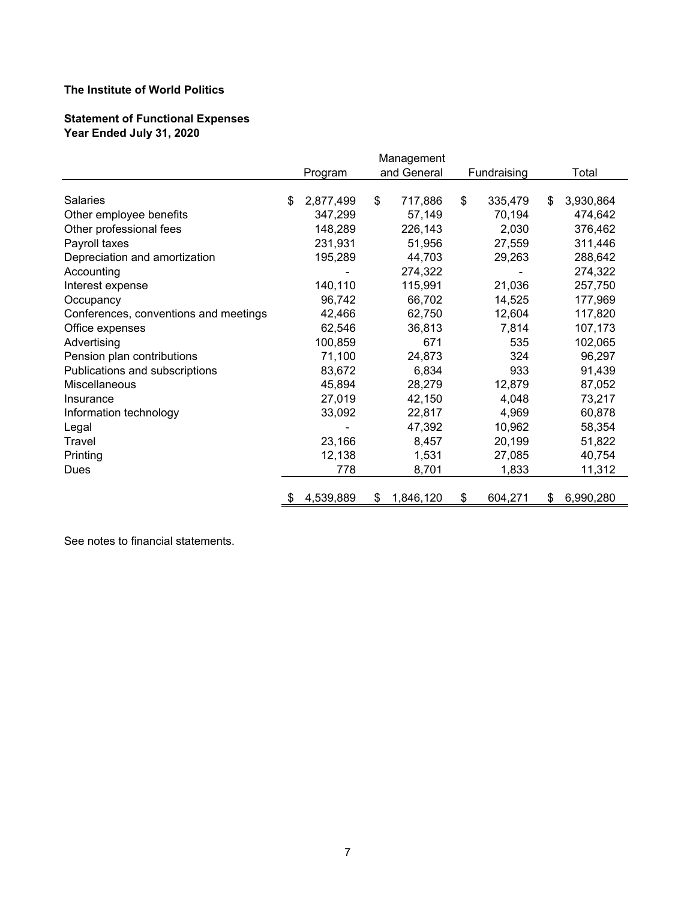**The Institute of World Politics**

**Statement of Functional Expenses**
**Year Ended July 31, 2020**

| | Program | Management and General | Fundraising | Total |
|---|---|---|---|---|
| Salaries | $ 2,877,499 | $ 717,886 | $ 335,479 | $ 3,930,864 |
| Other employee benefits | 347,299 | 57,149 | 70,194 | 474,642 |
| Other professional fees | 148,289 | 226,143 | 2,030 | 376,462 |
| Payroll taxes | 231,931 | 51,956 | 27,559 | 311,446 |
| Depreciation and amortization | 195,289 | 44,703 | 29,263 | 288,642 |
| Accounting | - | 274,322 | - | 274,322 |
| Interest expense | 140,110 | 115,991 | 21,036 | 257,750 |
| Occupancy | 96,742 | 66,702 | 14,525 | 177,969 |
| Conferences, conventions and meetings | 42,466 | 62,750 | 12,604 | 117,820 |
| Office expenses | 62,546 | 36,813 | 7,814 | 107,173 |
| Advertising | 100,859 | 671 | 535 | 102,065 |
| Pension plan contributions | 71,100 | 24,873 | 324 | 96,297 |
| Publications and subscriptions | 83,672 | 6,834 | 933 | 91,439 |
| Miscellaneous | 45,894 | 28,279 | 12,879 | 87,052 |
| Insurance | 27,019 | 42,150 | 4,048 | 73,217 |
| Information technology | 33,092 | 22,817 | 4,969 | 60,878 |
| Legal | - | 47,392 | 10,962 | 58,354 |
| Travel | 23,166 | 8,457 | 20,199 | 51,822 |
| Printing | 12,138 | 1,531 | 27,085 | 40,754 |
| Dues | 778 | 8,701 | 1,833 | 11,312 |
| | $ 4,539,889 | $ 1,846,120 | $ 604,271 | $ 6,990,280 |

See notes to financial statements.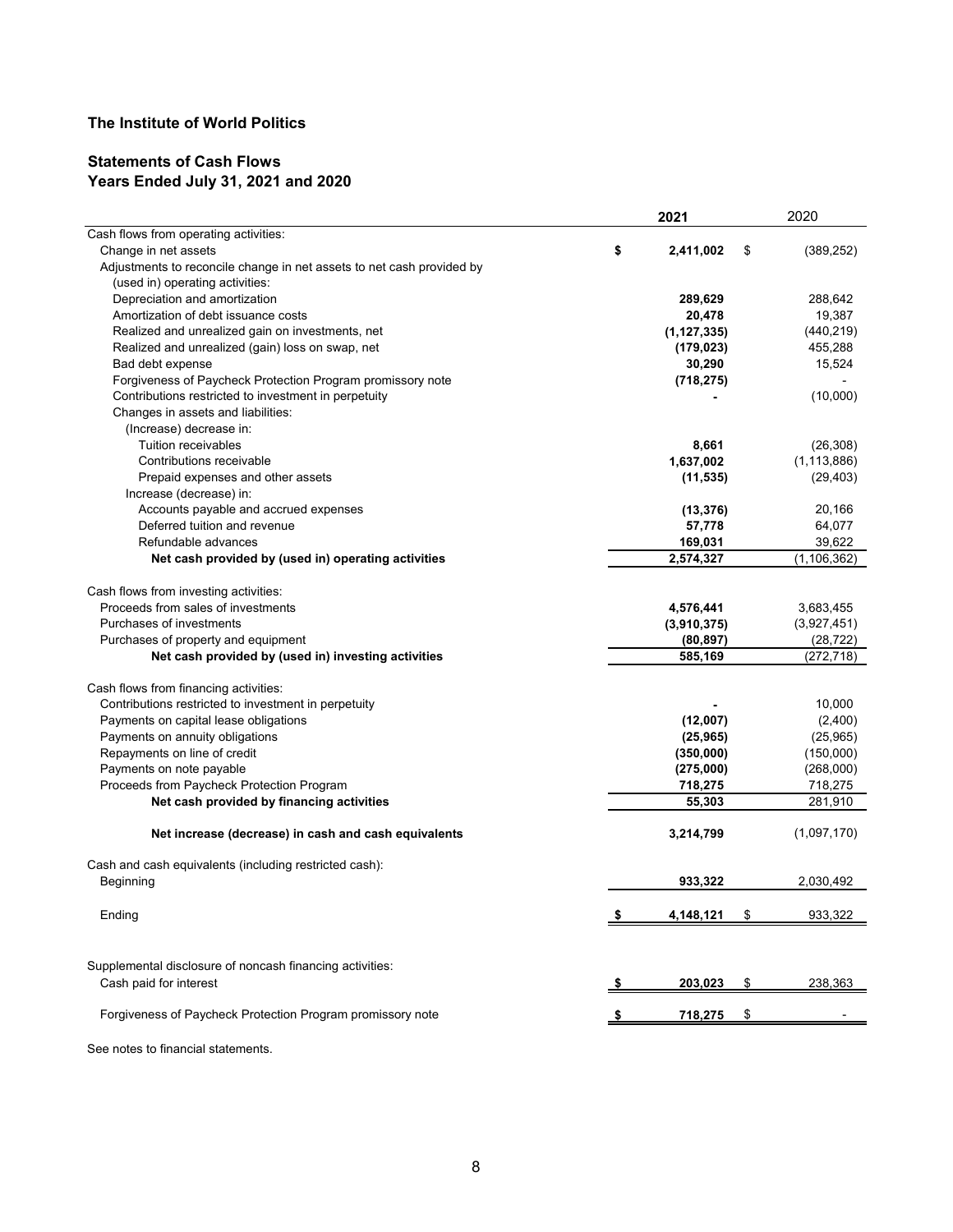# The Institute of World Politics

## Statements of Cash Flows
## Years Ended July 31, 2021 and 2020

| | 2021 | 2020 |
|---|---|---|
| Cash flows from operating activities: | | |
| Change in net assets | $ 2,411,002 | $ (389,252) |
| Adjustments to reconcile change in net assets to net cash provided by (used in) operating activities: | | |
| Depreciation and amortization | 289,629 | 288,642 |
| Amortization of debt issuance costs | 20,478 | 19,387 |
| Realized and unrealized gain on investments, net | (1,127,335) | (440,219) |
| Realized and unrealized (gain) loss on swap, net | (179,023) | 455,288 |
| Bad debt expense | 30,290 | 15,524 |
| Forgiveness of Paycheck Protection Program promissory note | (718,275) | - |
| Contributions restricted to investment in perpetuity | - | (10,000) |
| Changes in assets and liabilities: | | |
| (Increase) decrease in: | | |
| Tuition receivables | 8,661 | (26,308) |
| Contributions receivable | 1,637,002 | (1,113,886) |
| Prepaid expenses and other assets | (11,535) | (29,403) |
| Increase (decrease) in: | | |
| Accounts payable and accrued expenses | (13,376) | 20,166 |
| Deferred tuition and revenue | 57,778 | 64,077 |
| Refundable advances | 169,031 | 39,622 |
| **Net cash provided by (used in) operating activities** | 2,574,327 | (1,106,362) |
| | | |
| Cash flows from investing activities: | | |
| Proceeds from sales of investments | 4,576,441 | 3,683,455 |
| Purchases of investments | (3,910,375) | (3,927,451) |
| Purchases of property and equipment | (80,897) | (28,722) |
| **Net cash provided by (used in) investing activities** | 585,169 | (272,718) |
| | | |
| Cash flows from financing activities: | | |
| Contributions restricted to investment in perpetuity | - | 10,000 |
| Payments on capital lease obligations | (12,007) | (2,400) |
| Payments on annuity obligations | (25,965) | (25,965) |
| Repayments on line of credit | (350,000) | (150,000) |
| Payments on note payable | (275,000) | (268,000) |
| Proceeds from Paycheck Protection Program | 718,275 | 718,275 |
| **Net cash provided by financing activities** | 55,303 | 281,910 |
| | | |
| **Net increase (decrease) in cash and cash equivalents** | 3,214,799 | (1,097,170) |
| | | |
| Cash and cash equivalents (including restricted cash): | | |
| Beginning | 933,322 | 2,030,492 |
| | | |
| Ending | $ 4,148,121 | $ 933,322 |
| | | |
| Supplemental disclosure of noncash financing activities: | | |
| Cash paid for interest | $ 203,023 | $ 238,363 |
| | | |
| Forgiveness of Paycheck Protection Program promissory note | $ 718,275 | $ - |

See notes to financial statements.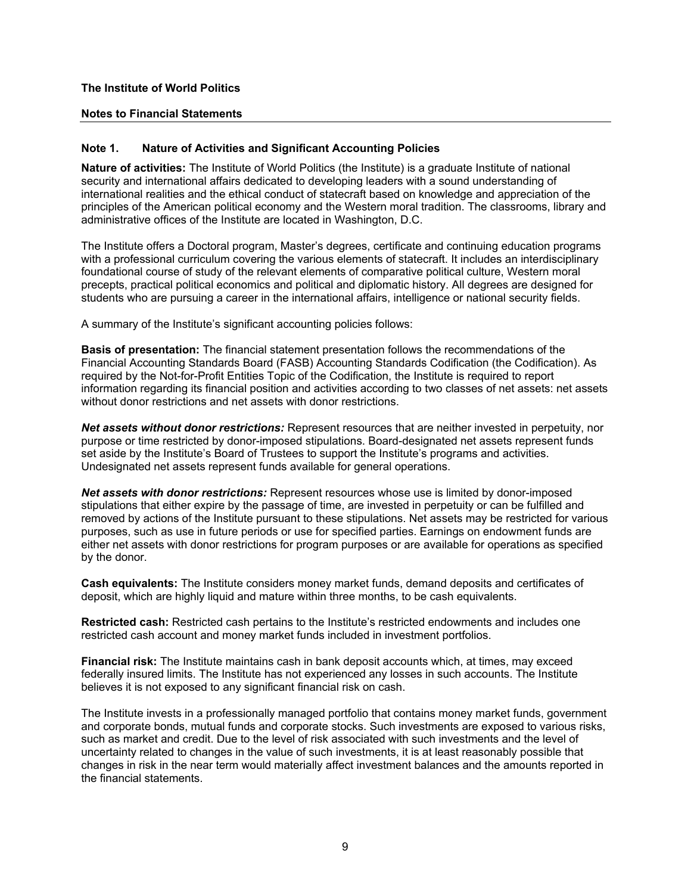**The Institute of World Politics**

**Notes to Financial Statements**

## Note 1. Nature of Activities and Significant Accounting Policies

**Nature of activities:** The Institute of World Politics (the Institute) is a graduate Institute of national security and international affairs dedicated to developing leaders with a sound understanding of international realities and the ethical conduct of statecraft based on knowledge and appreciation of the principles of the American political economy and the Western moral tradition. The classrooms, library and administrative offices of the Institute are located in Washington, D.C.

The Institute offers a Doctoral program, Master's degrees, certificate and continuing education programs with a professional curriculum covering the various elements of statecraft. It includes an interdisciplinary foundational course of study of the relevant elements of comparative political culture, Western moral precepts, practical political economics and political and diplomatic history. All degrees are designed for students who are pursuing a career in the international affairs, intelligence or national security fields.

A summary of the Institute's significant accounting policies follows:

**Basis of presentation:** The financial statement presentation follows the recommendations of the Financial Accounting Standards Board (FASB) Accounting Standards Codification (the Codification). As required by the Not-for-Profit Entities Topic of the Codification, the Institute is required to report information regarding its financial position and activities according to two classes of net assets: net assets without donor restrictions and net assets with donor restrictions.

***Net assets without donor restrictions:*** Represent resources that are neither invested in perpetuity, nor purpose or time restricted by donor-imposed stipulations. Board-designated net assets represent funds set aside by the Institute's Board of Trustees to support the Institute's programs and activities. Undesignated net assets represent funds available for general operations.

***Net assets with donor restrictions:*** Represent resources whose use is limited by donor-imposed stipulations that either expire by the passage of time, are invested in perpetuity or can be fulfilled and removed by actions of the Institute pursuant to these stipulations. Net assets may be restricted for various purposes, such as use in future periods or use for specified parties. Earnings on endowment funds are either net assets with donor restrictions for program purposes or are available for operations as specified by the donor.

**Cash equivalents:** The Institute considers money market funds, demand deposits and certificates of deposit, which are highly liquid and mature within three months, to be cash equivalents.

**Restricted cash:** Restricted cash pertains to the Institute's restricted endowments and includes one restricted cash account and money market funds included in investment portfolios.

**Financial risk:** The Institute maintains cash in bank deposit accounts which, at times, may exceed federally insured limits. The Institute has not experienced any losses in such accounts. The Institute believes it is not exposed to any significant financial risk on cash.

The Institute invests in a professionally managed portfolio that contains money market funds, government and corporate bonds, mutual funds and corporate stocks. Such investments are exposed to various risks, such as market and credit. Due to the level of risk associated with such investments and the level of uncertainty related to changes in the value of such investments, it is at least reasonably possible that changes in risk in the near term would materially affect investment balances and the amounts reported in the financial statements.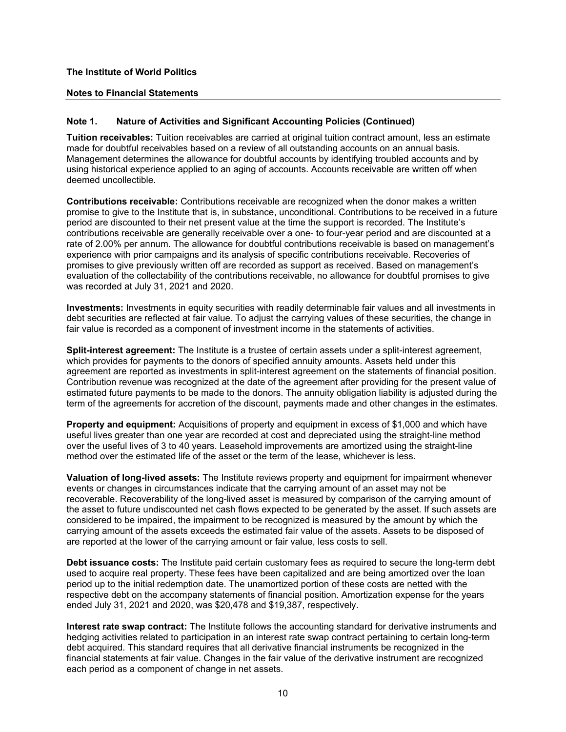**The Institute of World Politics**

**Notes to Financial Statements**

**Note 1. Nature of Activities and Significant Accounting Policies (Continued)**

**Tuition receivables:** Tuition receivables are carried at original tuition contract amount, less an estimate made for doubtful receivables based on a review of all outstanding accounts on an annual basis. Management determines the allowance for doubtful accounts by identifying troubled accounts and by using historical experience applied to an aging of accounts. Accounts receivable are written off when deemed uncollectible.

**Contributions receivable:** Contributions receivable are recognized when the donor makes a written promise to give to the Institute that is, in substance, unconditional. Contributions to be received in a future period are discounted to their net present value at the time the support is recorded. The Institute's contributions receivable are generally receivable over a one- to four-year period and are discounted at a rate of 2.00% per annum. The allowance for doubtful contributions receivable is based on management's experience with prior campaigns and its analysis of specific contributions receivable. Recoveries of promises to give previously written off are recorded as support as received. Based on management's evaluation of the collectability of the contributions receivable, no allowance for doubtful promises to give was recorded at July 31, 2021 and 2020.

**Investments:** Investments in equity securities with readily determinable fair values and all investments in debt securities are reflected at fair value. To adjust the carrying values of these securities, the change in fair value is recorded as a component of investment income in the statements of activities.

**Split-interest agreement:** The Institute is a trustee of certain assets under a split-interest agreement, which provides for payments to the donors of specified annuity amounts. Assets held under this agreement are reported as investments in split-interest agreement on the statements of financial position. Contribution revenue was recognized at the date of the agreement after providing for the present value of estimated future payments to be made to the donors. The annuity obligation liability is adjusted during the term of the agreements for accretion of the discount, payments made and other changes in the estimates.

**Property and equipment:** Acquisitions of property and equipment in excess of $1,000 and which have useful lives greater than one year are recorded at cost and depreciated using the straight-line method over the useful lives of 3 to 40 years. Leasehold improvements are amortized using the straight-line method over the estimated life of the asset or the term of the lease, whichever is less.

**Valuation of long-lived assets:** The Institute reviews property and equipment for impairment whenever events or changes in circumstances indicate that the carrying amount of an asset may not be recoverable. Recoverability of the long-lived asset is measured by comparison of the carrying amount of the asset to future undiscounted net cash flows expected to be generated by the asset. If such assets are considered to be impaired, the impairment to be recognized is measured by the amount by which the carrying amount of the assets exceeds the estimated fair value of the assets. Assets to be disposed of are reported at the lower of the carrying amount or fair value, less costs to sell.

**Debt issuance costs:** The Institute paid certain customary fees as required to secure the long-term debt used to acquire real property. These fees have been capitalized and are being amortized over the loan period up to the initial redemption date. The unamortized portion of these costs are netted with the respective debt on the accompany statements of financial position. Amortization expense for the years ended July 31, 2021 and 2020, was $20,478 and $19,387, respectively.

**Interest rate swap contract:** The Institute follows the accounting standard for derivative instruments and hedging activities related to participation in an interest rate swap contract pertaining to certain long-term debt acquired. This standard requires that all derivative financial instruments be recognized in the financial statements at fair value. Changes in the fair value of the derivative instrument are recognized each period as a component of change in net assets.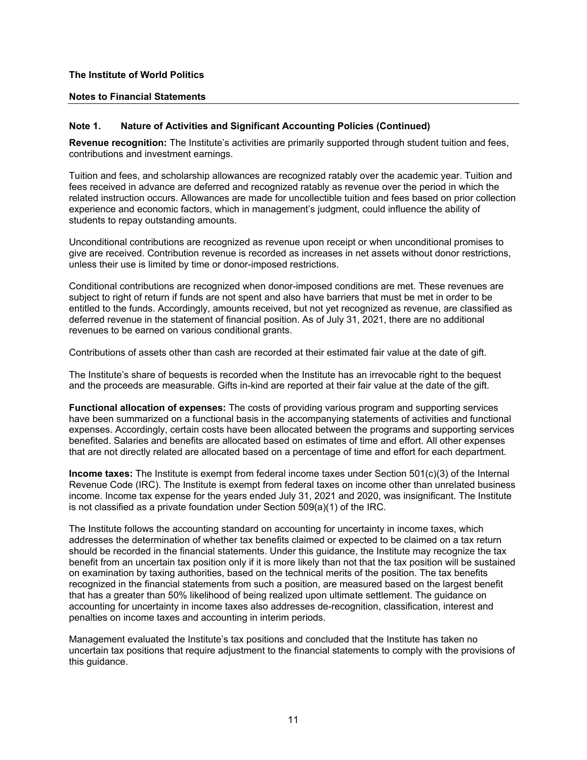**The Institute of World Politics**

**Notes to Financial Statements**

## Note 1. Nature of Activities and Significant Accounting Policies (Continued)

**Revenue recognition:** The Institute's activities are primarily supported through student tuition and fees, contributions and investment earnings.

Tuition and fees, and scholarship allowances are recognized ratably over the academic year. Tuition and fees received in advance are deferred and recognized ratably as revenue over the period in which the related instruction occurs. Allowances are made for uncollectible tuition and fees based on prior collection experience and economic factors, which in management's judgment, could influence the ability of students to repay outstanding amounts.

Unconditional contributions are recognized as revenue upon receipt or when unconditional promises to give are received. Contribution revenue is recorded as increases in net assets without donor restrictions, unless their use is limited by time or donor-imposed restrictions.

Conditional contributions are recognized when donor-imposed conditions are met. These revenues are subject to right of return if funds are not spent and also have barriers that must be met in order to be entitled to the funds. Accordingly, amounts received, but not yet recognized as revenue, are classified as deferred revenue in the statement of financial position. As of July 31, 2021, there are no additional revenues to be earned on various conditional grants.

Contributions of assets other than cash are recorded at their estimated fair value at the date of gift.

The Institute's share of bequests is recorded when the Institute has an irrevocable right to the bequest and the proceeds are measurable. Gifts in-kind are reported at their fair value at the date of the gift.

**Functional allocation of expenses:** The costs of providing various program and supporting services have been summarized on a functional basis in the accompanying statements of activities and functional expenses. Accordingly, certain costs have been allocated between the programs and supporting services benefited. Salaries and benefits are allocated based on estimates of time and effort. All other expenses that are not directly related are allocated based on a percentage of time and effort for each department.

**Income taxes:** The Institute is exempt from federal income taxes under Section 501(c)(3) of the Internal Revenue Code (IRC). The Institute is exempt from federal taxes on income other than unrelated business income. Income tax expense for the years ended July 31, 2021 and 2020, was insignificant. The Institute is not classified as a private foundation under Section 509(a)(1) of the IRC.

The Institute follows the accounting standard on accounting for uncertainty in income taxes, which addresses the determination of whether tax benefits claimed or expected to be claimed on a tax return should be recorded in the financial statements. Under this guidance, the Institute may recognize the tax benefit from an uncertain tax position only if it is more likely than not that the tax position will be sustained on examination by taxing authorities, based on the technical merits of the position. The tax benefits recognized in the financial statements from such a position, are measured based on the largest benefit that has a greater than 50% likelihood of being realized upon ultimate settlement. The guidance on accounting for uncertainty in income taxes also addresses de-recognition, classification, interest and penalties on income taxes and accounting in interim periods.

Management evaluated the Institute's tax positions and concluded that the Institute has taken no uncertain tax positions that require adjustment to the financial statements to comply with the provisions of this guidance.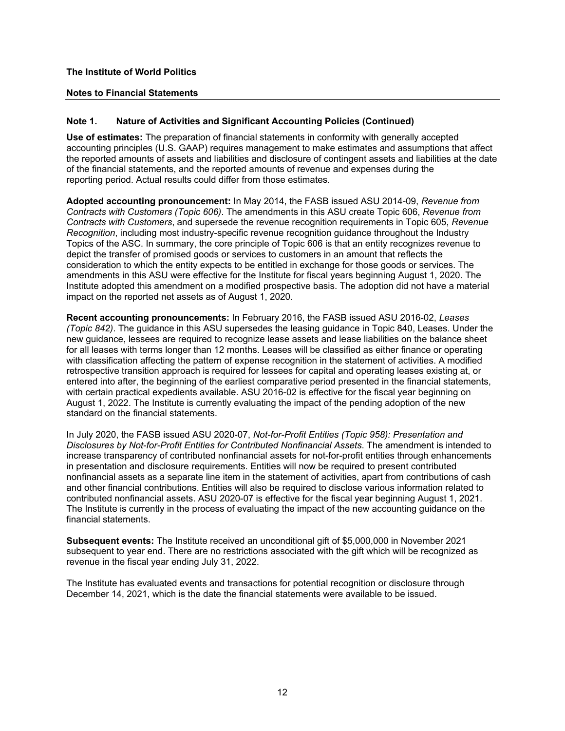**The Institute of World Politics**

**Notes to Financial Statements**

## Note 1. Nature of Activities and Significant Accounting Policies (Continued)

**Use of estimates:** The preparation of financial statements in conformity with generally accepted accounting principles (U.S. GAAP) requires management to make estimates and assumptions that affect the reported amounts of assets and liabilities and disclosure of contingent assets and liabilities at the date of the financial statements, and the reported amounts of revenue and expenses during the reporting period. Actual results could differ from those estimates.

**Adopted accounting pronouncement:** In May 2014, the FASB issued ASU 2014-09, *Revenue from Contracts with Customers (Topic 606)*. The amendments in this ASU create Topic 606, *Revenue from Contracts with Customers*, and supersede the revenue recognition requirements in Topic 605, *Revenue Recognition*, including most industry-specific revenue recognition guidance throughout the Industry Topics of the ASC. In summary, the core principle of Topic 606 is that an entity recognizes revenue to depict the transfer of promised goods or services to customers in an amount that reflects the consideration to which the entity expects to be entitled in exchange for those goods or services. The amendments in this ASU were effective for the Institute for fiscal years beginning August 1, 2020. The Institute adopted this amendment on a modified prospective basis. The adoption did not have a material impact on the reported net assets as of August 1, 2020.

**Recent accounting pronouncements:** In February 2016, the FASB issued ASU 2016-02, *Leases (Topic 842)*. The guidance in this ASU supersedes the leasing guidance in Topic 840, Leases. Under the new guidance, lessees are required to recognize lease assets and lease liabilities on the balance sheet for all leases with terms longer than 12 months. Leases will be classified as either finance or operating with classification affecting the pattern of expense recognition in the statement of activities. A modified retrospective transition approach is required for lessees for capital and operating leases existing at, or entered into after, the beginning of the earliest comparative period presented in the financial statements, with certain practical expedients available. ASU 2016-02 is effective for the fiscal year beginning on August 1, 2022. The Institute is currently evaluating the impact of the pending adoption of the new standard on the financial statements.

In July 2020, the FASB issued ASU 2020-07, *Not-for-Profit Entities (Topic 958): Presentation and Disclosures by Not-for-Profit Entities for Contributed Nonfinancial Assets*. The amendment is intended to increase transparency of contributed nonfinancial assets for not-for-profit entities through enhancements in presentation and disclosure requirements. Entities will now be required to present contributed nonfinancial assets as a separate line item in the statement of activities, apart from contributions of cash and other financial contributions. Entities will also be required to disclose various information related to contributed nonfinancial assets. ASU 2020-07 is effective for the fiscal year beginning August 1, 2021. The Institute is currently in the process of evaluating the impact of the new accounting guidance on the financial statements.

**Subsequent events:** The Institute received an unconditional gift of $5,000,000 in November 2021 subsequent to year end. There are no restrictions associated with the gift which will be recognized as revenue in the fiscal year ending July 31, 2022.

The Institute has evaluated events and transactions for potential recognition or disclosure through December 14, 2021, which is the date the financial statements were available to be issued.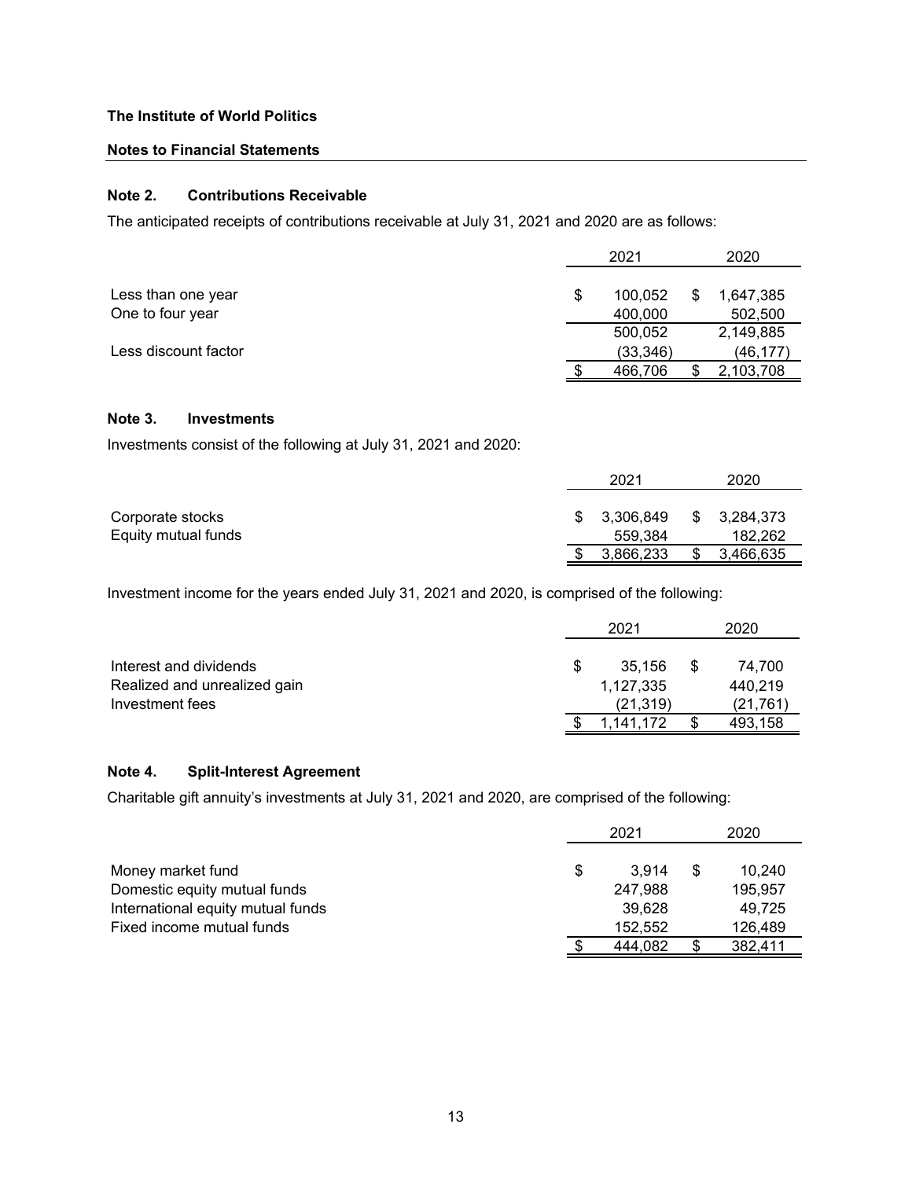**The Institute of World Politics**

**Notes to Financial Statements**

## Note 2. Contributions Receivable

The anticipated receipts of contributions receivable at July 31, 2021 and 2020 are as follows:

| | 2021 | 2020 |
|---|---|---|
| Less than one year | $ 100,052 | $ 1,647,385 |
| One to four year | 400,000 | 502,500 |
| | 500,052 | 2,149,885 |
| Less discount factor | (33,346) | (46,177) |
| | $ 466,706 | $ 2,103,708 |

## Note 3. Investments

Investments consist of the following at July 31, 2021 and 2020:

| | 2021 | 2020 |
|---|---|---|
| Corporate stocks | $ 3,306,849 | $ 3,284,373 |
| Equity mutual funds | 559,384 | 182,262 |
| | $ 3,866,233 | $ 3,466,635 |

Investment income for the years ended July 31, 2021 and 2020, is comprised of the following:

| | 2021 | 2020 |
|---|---|---|
| Interest and dividends | $ 35,156 | $ 74,700 |
| Realized and unrealized gain | 1,127,335 | 440,219 |
| Investment fees | (21,319) | (21,761) |
| | $ 1,141,172 | $ 493,158 |

## Note 4. Split-Interest Agreement

Charitable gift annuity's investments at July 31, 2021 and 2020, are comprised of the following:

| | 2021 | 2020 |
|---|---|---|
| Money market fund | $ 3,914 | $ 10,240 |
| Domestic equity mutual funds | 247,988 | 195,957 |
| International equity mutual funds | 39,628 | 49,725 |
| Fixed income mutual funds | 152,552 | 126,489 |
| | $ 444,082 | $ 382,411 |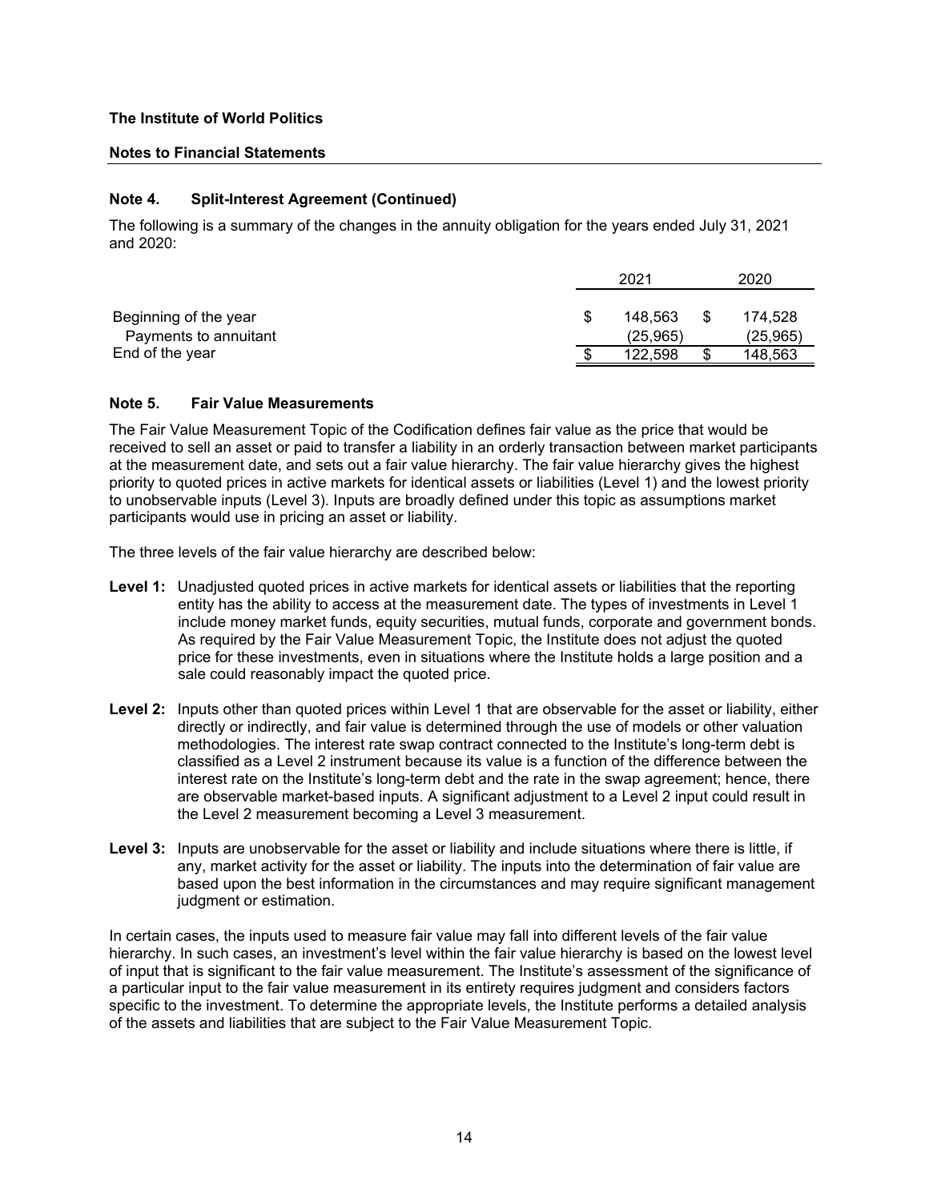**The Institute of World Politics**

**Notes to Financial Statements**

### Note 4. Split-Interest Agreement (Continued)

The following is a summary of the changes in the annuity obligation for the years ended July 31, 2021 and 2020:

| | 2021 | 2020 |
|---|---|---|
| Beginning of the year | $ 148,563 | $ 174,528 |
| Payments to annuitant | (25,965) | (25,965) |
| End of the year | $ 122,598 | $ 148,563 |

### Note 5. Fair Value Measurements

The Fair Value Measurement Topic of the Codification defines fair value as the price that would be received to sell an asset or paid to transfer a liability in an orderly transaction between market participants at the measurement date, and sets out a fair value hierarchy. The fair value hierarchy gives the highest priority to quoted prices in active markets for identical assets or liabilities (Level 1) and the lowest priority to unobservable inputs (Level 3). Inputs are broadly defined under this topic as assumptions market participants would use in pricing an asset or liability.

The three levels of the fair value hierarchy are described below:

**Level 1:** Unadjusted quoted prices in active markets for identical assets or liabilities that the reporting entity has the ability to access at the measurement date. The types of investments in Level 1 include money market funds, equity securities, mutual funds, corporate and government bonds. As required by the Fair Value Measurement Topic, the Institute does not adjust the quoted price for these investments, even in situations where the Institute holds a large position and a sale could reasonably impact the quoted price.

**Level 2:** Inputs other than quoted prices within Level 1 that are observable for the asset or liability, either directly or indirectly, and fair value is determined through the use of models or other valuation methodologies. The interest rate swap contract connected to the Institute's long-term debt is classified as a Level 2 instrument because its value is a function of the difference between the interest rate on the Institute's long-term debt and the rate in the swap agreement; hence, there are observable market-based inputs. A significant adjustment to a Level 2 input could result in the Level 2 measurement becoming a Level 3 measurement.

**Level 3:** Inputs are unobservable for the asset or liability and include situations where there is little, if any, market activity for the asset or liability. The inputs into the determination of fair value are based upon the best information in the circumstances and may require significant management judgment or estimation.

In certain cases, the inputs used to measure fair value may fall into different levels of the fair value hierarchy. In such cases, an investment's level within the fair value hierarchy is based on the lowest level of input that is significant to the fair value measurement. The Institute's assessment of the significance of a particular input to the fair value measurement in its entirety requires judgment and considers factors specific to the investment. To determine the appropriate levels, the Institute performs a detailed analysis of the assets and liabilities that are subject to the Fair Value Measurement Topic.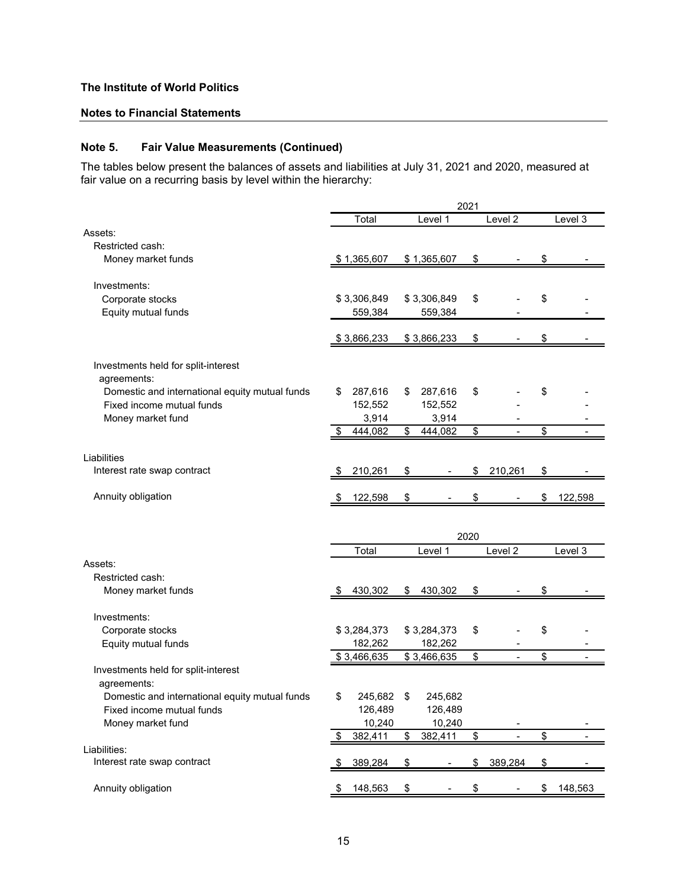**The Institute of World Politics**

**Notes to Financial Statements**

**Note 5. Fair Value Measurements (Continued)**

The tables below present the balances of assets and liabilities at July 31, 2021 and 2020, measured at fair value on a recurring basis by level within the hierarchy:

| | 2021 | | | |
|---|---|---|---|---|
| | Total | Level 1 | Level 2 | Level 3 |
| Assets: | | | | |
| Restricted cash: | | | | |
| Money market funds | $ 1,365,607 | $ 1,365,607 | $ - | $ - |
| Investments: | | | | |
| Corporate stocks | $ 3,306,849 | $ 3,306,849 | $ - | $ - |
| Equity mutual funds | 559,384 | 559,384 | - | - |
| | $ 3,866,233 | $ 3,866,233 | $ - | $ - |
| Investments held for split-interest agreements: | | | | |
| Domestic and international equity mutual funds | $ 287,616 | $ 287,616 | $ - | $ - |
| Fixed income mutual funds | 152,552 | 152,552 | - | - |
| Money market fund | 3,914 | 3,914 | - | - |
| | $ 444,082 | $ 444,082 | $ - | $ - |
| Liabilities | | | | |
| Interest rate swap contract | $ 210,261 | $ - | $ 210,261 | $ - |
| Annuity obligation | $ 122,598 | $ - | $ - | $ 122,598 |

| | 2020 | | | |
|---|---|---|---|---|
| | Total | Level 1 | Level 2 | Level 3 |
| Assets: | | | | |
| Restricted cash: | | | | |
| Money market funds | $ 430,302 | $ 430,302 | $ - | $ - |
| Investments: | | | | |
| Corporate stocks | $ 3,284,373 | $ 3,284,373 | $ - | $ - |
| Equity mutual funds | 182,262 | 182,262 | - | - |
| | $ 3,466,635 | $ 3,466,635 | $ - | $ - |
| Investments held for split-interest agreements: | | | | |
| Domestic and international equity mutual funds | $ 245,682 | $ 245,682 | | |
| Fixed income mutual funds | 126,489 | 126,489 | | |
| Money market fund | 10,240 | 10,240 | - | - |
| | $ 382,411 | $ 382,411 | $ - | $ - |
| Liabilities: | | | | |
| Interest rate swap contract | $ 389,284 | $ - | $ 389,284 | $ - |
| Annuity obligation | $ 148,563 | $ - | $ - | $ 148,563 |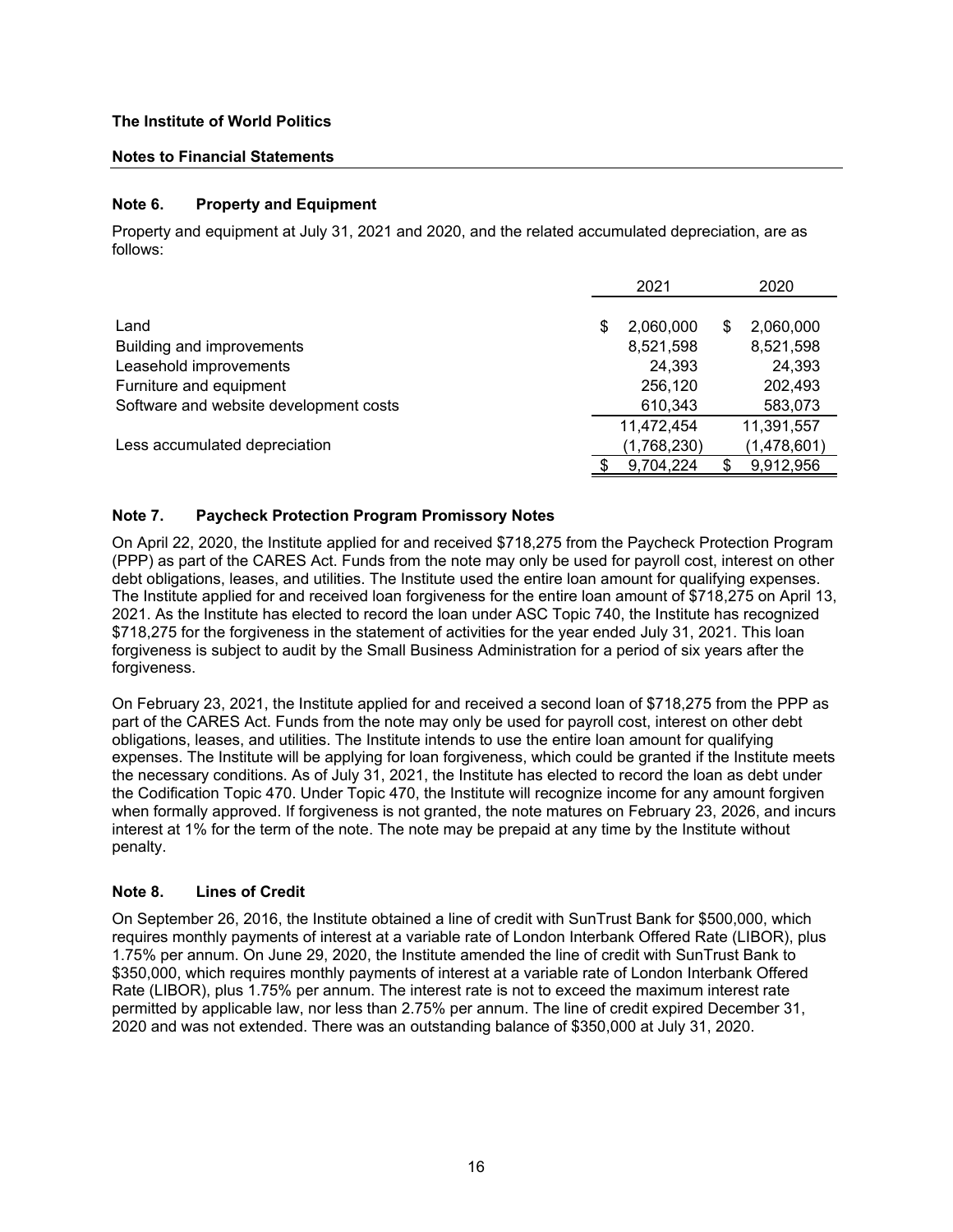**The Institute of World Politics**

**Notes to Financial Statements**

### Note 6. Property and Equipment

Property and equipment at July 31, 2021 and 2020, and the related accumulated depreciation, are as follows:

| | 2021 | 2020 |
|---|---|---|
| Land | $ 2,060,000 | $ 2,060,000 |
| Building and improvements | 8,521,598 | 8,521,598 |
| Leasehold improvements | 24,393 | 24,393 |
| Furniture and equipment | 256,120 | 202,493 |
| Software and website development costs | 610,343 | 583,073 |
| | 11,472,454 | 11,391,557 |
| Less accumulated depreciation | (1,768,230) | (1,478,601) |
| | $ 9,704,224 | $ 9,912,956 |

### Note 7. Paycheck Protection Program Promissory Notes

On April 22, 2020, the Institute applied for and received $718,275 from the Paycheck Protection Program (PPP) as part of the CARES Act. Funds from the note may only be used for payroll cost, interest on other debt obligations, leases, and utilities. The Institute used the entire loan amount for qualifying expenses. The Institute applied for and received loan forgiveness for the entire loan amount of $718,275 on April 13, 2021. As the Institute has elected to record the loan under ASC Topic 740, the Institute has recognized $718,275 for the forgiveness in the statement of activities for the year ended July 31, 2021. This loan forgiveness is subject to audit by the Small Business Administration for a period of six years after the forgiveness.

On February 23, 2021, the Institute applied for and received a second loan of $718,275 from the PPP as part of the CARES Act. Funds from the note may only be used for payroll cost, interest on other debt obligations, leases, and utilities. The Institute intends to use the entire loan amount for qualifying expenses. The Institute will be applying for loan forgiveness, which could be granted if the Institute meets the necessary conditions. As of July 31, 2021, the Institute has elected to record the loan as debt under the Codification Topic 470. Under Topic 470, the Institute will recognize income for any amount forgiven when formally approved. If forgiveness is not granted, the note matures on February 23, 2026, and incurs interest at 1% for the term of the note. The note may be prepaid at any time by the Institute without penalty.

### Note 8. Lines of Credit

On September 26, 2016, the Institute obtained a line of credit with SunTrust Bank for $500,000, which requires monthly payments of interest at a variable rate of London Interbank Offered Rate (LIBOR), plus 1.75% per annum. On June 29, 2020, the Institute amended the line of credit with SunTrust Bank to $350,000, which requires monthly payments of interest at a variable rate of London Interbank Offered Rate (LIBOR), plus 1.75% per annum. The interest rate is not to exceed the maximum interest rate permitted by applicable law, nor less than 2.75% per annum. The line of credit expired December 31, 2020 and was not extended. There was an outstanding balance of $350,000 at July 31, 2020.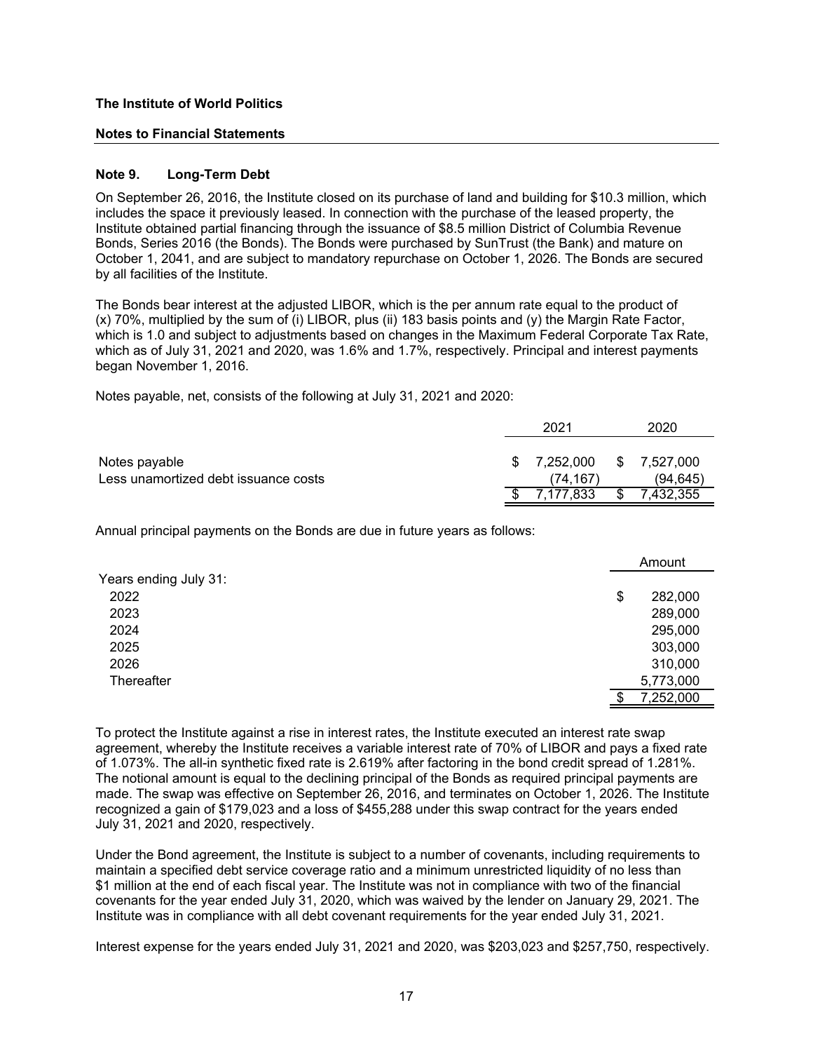**The Institute of World Politics**

**Notes to Financial Statements**

## Note 9. Long-Term Debt

On September 26, 2016, the Institute closed on its purchase of land and building for $10.3 million, which includes the space it previously leased. In connection with the purchase of the leased property, the Institute obtained partial financing through the issuance of $8.5 million District of Columbia Revenue Bonds, Series 2016 (the Bonds). The Bonds were purchased by SunTrust (the Bank) and mature on October 1, 2041, and are subject to mandatory repurchase on October 1, 2026. The Bonds are secured by all facilities of the Institute.

The Bonds bear interest at the adjusted LIBOR, which is the per annum rate equal to the product of (x) 70%, multiplied by the sum of (i) LIBOR, plus (ii) 183 basis points and (y) the Margin Rate Factor, which is 1.0 and subject to adjustments based on changes in the Maximum Federal Corporate Tax Rate, which as of July 31, 2021 and 2020, was 1.6% and 1.7%, respectively. Principal and interest payments began November 1, 2016.

Notes payable, net, consists of the following at July 31, 2021 and 2020:

| | 2021 | 2020 |
|---|---|---|
| Notes payable | $ 7,252,000 | $ 7,527,000 |
| Less unamortized debt issuance costs | (74,167) | (94,645) |
| | $ 7,177,833 | $ 7,432,355 |

Annual principal payments on the Bonds are due in future years as follows:

| | Amount |
|---|---|
| Years ending July 31: | |
| 2022 | $ 282,000 |
| 2023 | 289,000 |
| 2024 | 295,000 |
| 2025 | 303,000 |
| 2026 | 310,000 |
| Thereafter | 5,773,000 |
| | $ 7,252,000 |

To protect the Institute against a rise in interest rates, the Institute executed an interest rate swap agreement, whereby the Institute receives a variable interest rate of 70% of LIBOR and pays a fixed rate of 1.073%. The all-in synthetic fixed rate is 2.619% after factoring in the bond credit spread of 1.281%. The notional amount is equal to the declining principal of the Bonds as required principal payments are made. The swap was effective on September 26, 2016, and terminates on October 1, 2026. The Institute recognized a gain of $179,023 and a loss of $455,288 under this swap contract for the years ended July 31, 2021 and 2020, respectively.

Under the Bond agreement, the Institute is subject to a number of covenants, including requirements to maintain a specified debt service coverage ratio and a minimum unrestricted liquidity of no less than $1 million at the end of each fiscal year. The Institute was not in compliance with two of the financial covenants for the year ended July 31, 2020, which was waived by the lender on January 29, 2021. The Institute was in compliance with all debt covenant requirements for the year ended July 31, 2021.

Interest expense for the years ended July 31, 2021 and 2020, was $203,023 and $257,750, respectively.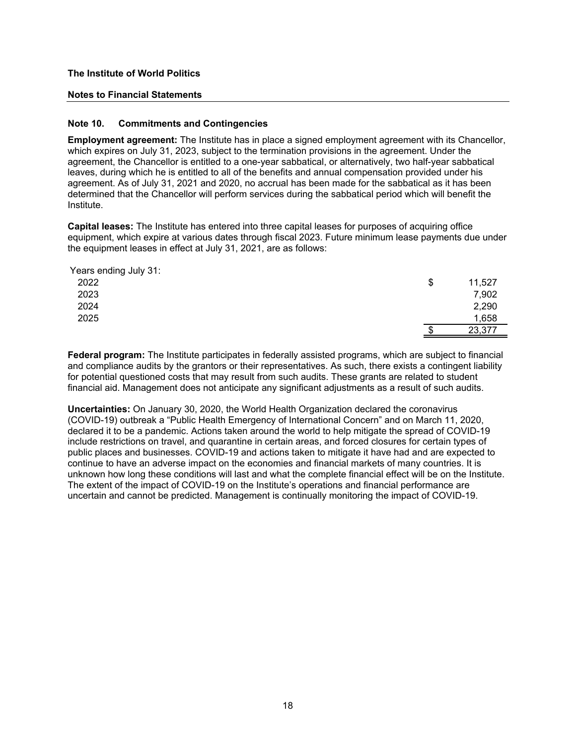**The Institute of World Politics**

**Notes to Financial Statements**

## Note 10. Commitments and Contingencies

**Employment agreement:** The Institute has in place a signed employment agreement with its Chancellor, which expires on July 31, 2023, subject to the termination provisions in the agreement. Under the agreement, the Chancellor is entitled to a one-year sabbatical, or alternatively, two half-year sabbatical leaves, during which he is entitled to all of the benefits and annual compensation provided under his agreement. As of July 31, 2021 and 2020, no accrual has been made for the sabbatical as it has been determined that the Chancellor will perform services during the sabbatical period which will benefit the Institute.

**Capital leases:** The Institute has entered into three capital leases for purposes of acquiring office equipment, which expire at various dates through fiscal 2023. Future minimum lease payments due under the equipment leases in effect at July 31, 2021, are as follows:

| Years ending July 31: | | |
|---|---|---|
| 2022 | $ | 11,527 |
| 2023 | | 7,902 |
| 2024 | | 2,290 |
| 2025 | | 1,658 |
| | $ | 23,377 |

**Federal program:** The Institute participates in federally assisted programs, which are subject to financial and compliance audits by the grantors or their representatives. As such, there exists a contingent liability for potential questioned costs that may result from such audits. These grants are related to student financial aid. Management does not anticipate any significant adjustments as a result of such audits.

**Uncertainties:** On January 30, 2020, the World Health Organization declared the coronavirus (COVID-19) outbreak a "Public Health Emergency of International Concern" and on March 11, 2020, declared it to be a pandemic. Actions taken around the world to help mitigate the spread of COVID-19 include restrictions on travel, and quarantine in certain areas, and forced closures for certain types of public places and businesses. COVID-19 and actions taken to mitigate it have had and are expected to continue to have an adverse impact on the economies and financial markets of many countries. It is unknown how long these conditions will last and what the complete financial effect will be on the Institute. The extent of the impact of COVID-19 on the Institute's operations and financial performance are uncertain and cannot be predicted. Management is continually monitoring the impact of COVID-19.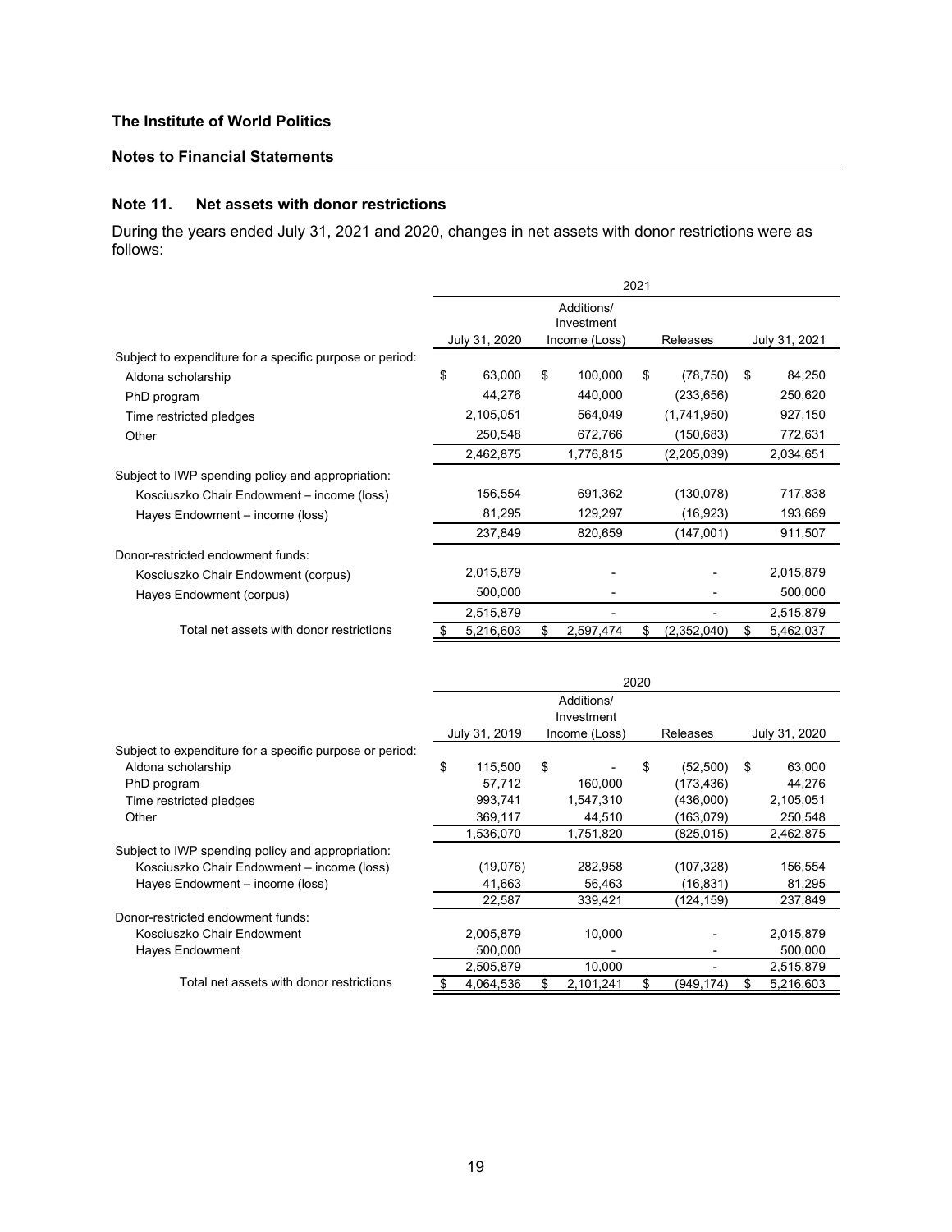**The Institute of World Politics**

**Notes to Financial Statements**

## Note 11. Net assets with donor restrictions

During the years ended July 31, 2021 and 2020, changes in net assets with donor restrictions were as follows:

| | 2021 | | | |
|---|---|---|---|---|
| | July 31, 2020 | Additions/ Investment Income (Loss) | Releases | July 31, 2021 |
| Subject to expenditure for a specific purpose or period: | | | | |
| Aldona scholarship | $ 63,000 | $ 100,000 | $ (78,750) | $ 84,250 |
| PhD program | 44,276 | 440,000 | (233,656) | 250,620 |
| Time restricted pledges | 2,105,051 | 564,049 | (1,741,950) | 927,150 |
| Other | 250,548 | 672,766 | (150,683) | 772,631 |
| | 2,462,875 | 1,776,815 | (2,205,039) | 2,034,651 |
| Subject to IWP spending policy and appropriation: | | | | |
| Kosciuszko Chair Endowment – income (loss) | 156,554 | 691,362 | (130,078) | 717,838 |
| Hayes Endowment – income (loss) | 81,295 | 129,297 | (16,923) | 193,669 |
| | 237,849 | 820,659 | (147,001) | 911,507 |
| Donor-restricted endowment funds: | | | | |
| Kosciuszko Chair Endowment (corpus) | 2,015,879 | - | - | 2,015,879 |
| Hayes Endowment (corpus) | 500,000 | - | - | 500,000 |
| | 2,515,879 | - | - | 2,515,879 |
| Total net assets with donor restrictions | $ 5,216,603 | $ 2,597,474 | $ (2,352,040) | $ 5,462,037 |

| | 2020 | | | |
|---|---|---|---|---|
| | July 31, 2019 | Additions/ Investment Income (Loss) | Releases | July 31, 2020 |
| Subject to expenditure for a specific purpose or period: | | | | |
| Aldona scholarship | $ 115,500 | $ - | $ (52,500) | $ 63,000 |
| PhD program | 57,712 | 160,000 | (173,436) | 44,276 |
| Time restricted pledges | 993,741 | 1,547,310 | (436,000) | 2,105,051 |
| Other | 369,117 | 44,510 | (163,079) | 250,548 |
| | 1,536,070 | 1,751,820 | (825,015) | 2,462,875 |
| Subject to IWP spending policy and appropriation: | | | | |
| Kosciuszko Chair Endowment – income (loss) | (19,076) | 282,958 | (107,328) | 156,554 |
| Hayes Endowment – income (loss) | 41,663 | 56,463 | (16,831) | 81,295 |
| | 22,587 | 339,421 | (124,159) | 237,849 |
| Donor-restricted endowment funds: | | | | |
| Kosciuszko Chair Endowment | 2,005,879 | 10,000 | - | 2,015,879 |
| Hayes Endowment | 500,000 | - | - | 500,000 |
| | 2,505,879 | 10,000 | - | 2,515,879 |
| Total net assets with donor restrictions | $ 4,064,536 | $ 2,101,241 | $ (949,174) | $ 5,216,603 |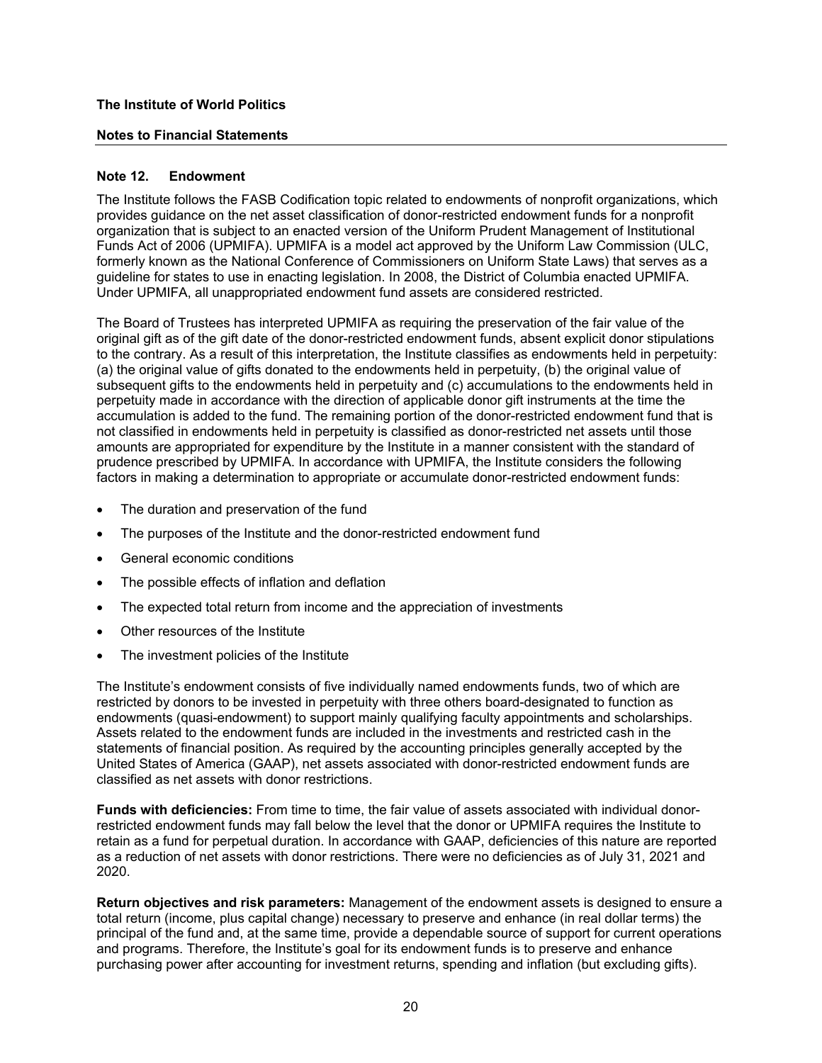## Note 12. Endowment

The Institute follows the FASB Codification topic related to endowments of nonprofit organizations, which provides guidance on the net asset classification of donor-restricted endowment funds for a nonprofit organization that is subject to an enacted version of the Uniform Prudent Management of Institutional Funds Act of 2006 (UPMIFA). UPMIFA is a model act approved by the Uniform Law Commission (ULC, formerly known as the National Conference of Commissioners on Uniform State Laws) that serves as a guideline for states to use in enacting legislation. In 2008, the District of Columbia enacted UPMIFA. Under UPMIFA, all unappropriated endowment fund assets are considered restricted.

The Board of Trustees has interpreted UPMIFA as requiring the preservation of the fair value of the original gift as of the gift date of the donor-restricted endowment funds, absent explicit donor stipulations to the contrary. As a result of this interpretation, the Institute classifies as endowments held in perpetuity: (a) the original value of gifts donated to the endowments held in perpetuity, (b) the original value of subsequent gifts to the endowments held in perpetuity and (c) accumulations to the endowments held in perpetuity made in accordance with the direction of applicable donor gift instruments at the time the accumulation is added to the fund. The remaining portion of the donor-restricted endowment fund that is not classified in endowments held in perpetuity is classified as donor-restricted net assets until those amounts are appropriated for expenditure by the Institute in a manner consistent with the standard of prudence prescribed by UPMIFA. In accordance with UPMIFA, the Institute considers the following factors in making a determination to appropriate or accumulate donor-restricted endowment funds:

- The duration and preservation of the fund
- The purposes of the Institute and the donor-restricted endowment fund
- General economic conditions
- The possible effects of inflation and deflation
- The expected total return from income and the appreciation of investments
- Other resources of the Institute
- The investment policies of the Institute

The Institute's endowment consists of five individually named endowments funds, two of which are restricted by donors to be invested in perpetuity with three others board-designated to function as endowments (quasi-endowment) to support mainly qualifying faculty appointments and scholarships. Assets related to the endowment funds are included in the investments and restricted cash in the statements of financial position. As required by the accounting principles generally accepted by the United States of America (GAAP), net assets associated with donor-restricted endowment funds are classified as net assets with donor restrictions.

**Funds with deficiencies:** From time to time, the fair value of assets associated with individual donor-restricted endowment funds may fall below the level that the donor or UPMIFA requires the Institute to retain as a fund for perpetual duration. In accordance with GAAP, deficiencies of this nature are reported as a reduction of net assets with donor restrictions. There were no deficiencies as of July 31, 2021 and 2020.

**Return objectives and risk parameters:** Management of the endowment assets is designed to ensure a total return (income, plus capital change) necessary to preserve and enhance (in real dollar terms) the principal of the fund and, at the same time, provide a dependable source of support for current operations and programs. Therefore, the Institute's goal for its endowment funds is to preserve and enhance purchasing power after accounting for investment returns, spending and inflation (but excluding gifts).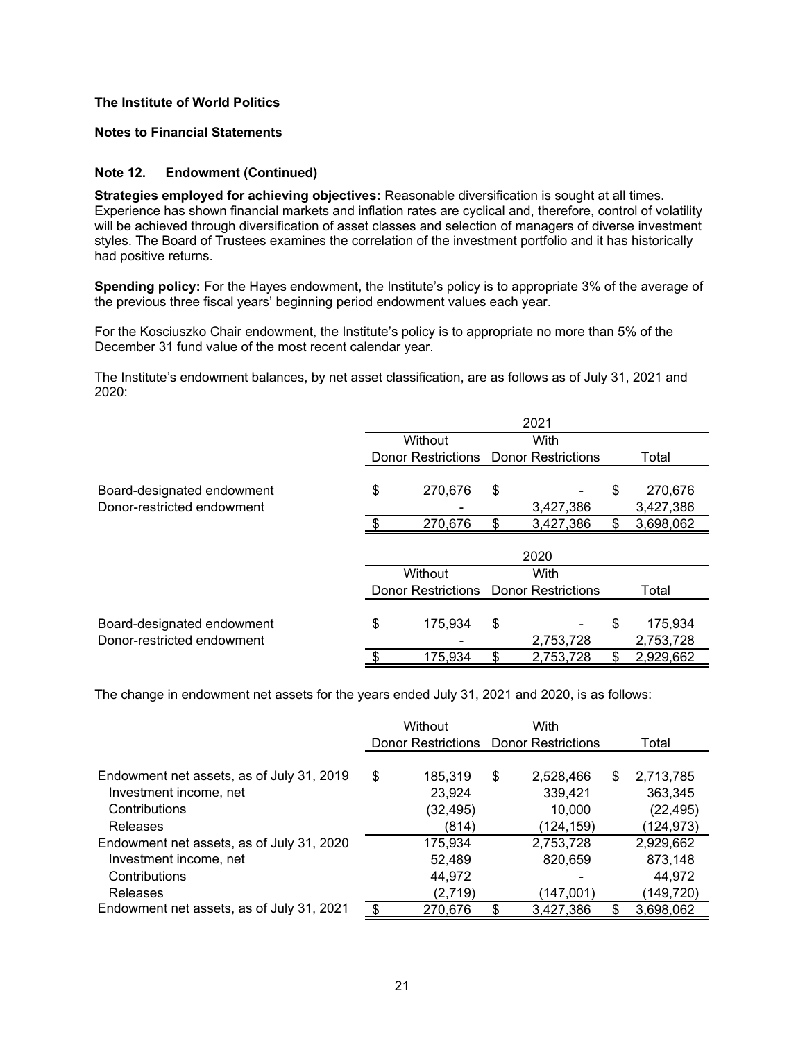**The Institute of World Politics**

**Notes to Financial Statements**

### Note 12. Endowment (Continued)

**Strategies employed for achieving objectives:** Reasonable diversification is sought at all times. Experience has shown financial markets and inflation rates are cyclical and, therefore, control of volatility will be achieved through diversification of asset classes and selection of managers of diverse investment styles. The Board of Trustees examines the correlation of the investment portfolio and it has historically had positive returns.

**Spending policy:** For the Hayes endowment, the Institute's policy is to appropriate 3% of the average of the previous three fiscal years' beginning period endowment values each year.

For the Kosciuszko Chair endowment, the Institute's policy is to appropriate no more than 5% of the December 31 fund value of the most recent calendar year.

The Institute's endowment balances, by net asset classification, are as follows as of July 31, 2021 and 2020:

| | 2021 | | |
|---|---|---|---|
| | Without Donor Restrictions | With Donor Restrictions | Total |
| Board-designated endowment | $ 270,676 | $ - | $ 270,676 |
| Donor-restricted endowment | - | 3,427,386 | 3,427,386 |
| | $ 270,676 | $ 3,427,386 | $ 3,698,062 |

| | 2020 | | |
|---|---|---|---|
| | Without Donor Restrictions | With Donor Restrictions | Total |
| Board-designated endowment | $ 175,934 | $ - | $ 175,934 |
| Donor-restricted endowment | - | 2,753,728 | 2,753,728 |
| | $ 175,934 | $ 2,753,728 | $ 2,929,662 |

The change in endowment net assets for the years ended July 31, 2021 and 2020, is as follows:

| | Without Donor Restrictions | With Donor Restrictions | Total |
|---|---|---|---|
| Endowment net assets, as of July 31, 2019 | $ 185,319 | $ 2,528,466 | $ 2,713,785 |
| Investment income, net | 23,924 | 339,421 | 363,345 |
| Contributions | (32,495) | 10,000 | (22,495) |
| Releases | (814) | (124,159) | (124,973) |
| Endowment net assets, as of July 31, 2020 | 175,934 | 2,753,728 | 2,929,662 |
| Investment income, net | 52,489 | 820,659 | 873,148 |
| Contributions | 44,972 | - | 44,972 |
| Releases | (2,719) | (147,001) | (149,720) |
| Endowment net assets, as of July 31, 2021 | $ 270,676 | $ 3,427,386 | $ 3,698,062 |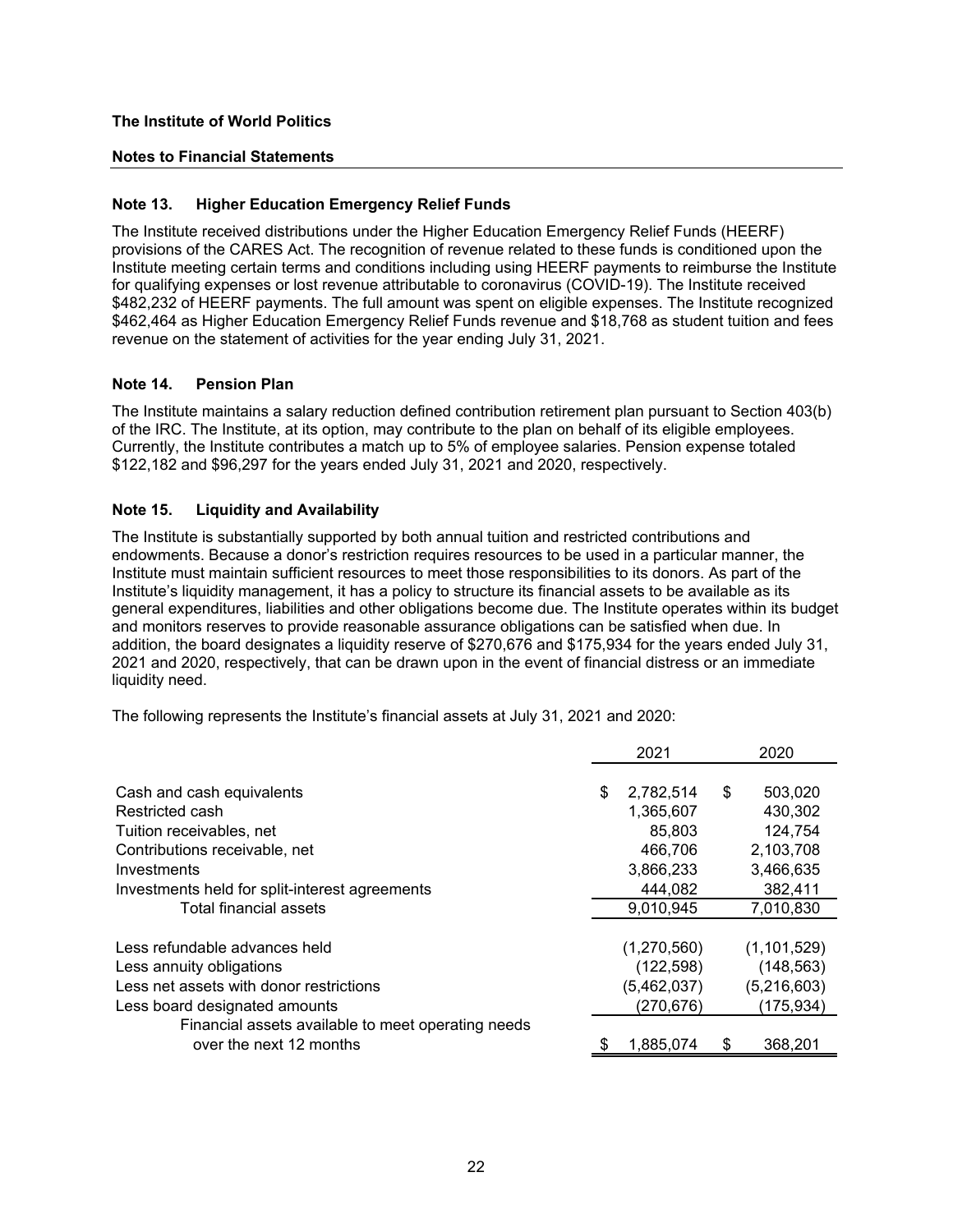**The Institute of World Politics**

**Notes to Financial Statements**

### Note 13. Higher Education Emergency Relief Funds

The Institute received distributions under the Higher Education Emergency Relief Funds (HEERF) provisions of the CARES Act. The recognition of revenue related to these funds is conditioned upon the Institute meeting certain terms and conditions including using HEERF payments to reimburse the Institute for qualifying expenses or lost revenue attributable to coronavirus (COVID-19). The Institute received $482,232 of HEERF payments. The full amount was spent on eligible expenses. The Institute recognized $462,464 as Higher Education Emergency Relief Funds revenue and $18,768 as student tuition and fees revenue on the statement of activities for the year ending July 31, 2021.

### Note 14. Pension Plan

The Institute maintains a salary reduction defined contribution retirement plan pursuant to Section 403(b) of the IRC. The Institute, at its option, may contribute to the plan on behalf of its eligible employees. Currently, the Institute contributes a match up to 5% of employee salaries. Pension expense totaled $122,182 and $96,297 for the years ended July 31, 2021 and 2020, respectively.

### Note 15. Liquidity and Availability

The Institute is substantially supported by both annual tuition and restricted contributions and endowments. Because a donor's restriction requires resources to be used in a particular manner, the Institute must maintain sufficient resources to meet those responsibilities to its donors. As part of the Institute's liquidity management, it has a policy to structure its financial assets to be available as its general expenditures, liabilities and other obligations become due. The Institute operates within its budget and monitors reserves to provide reasonable assurance obligations can be satisfied when due. In addition, the board designates a liquidity reserve of $270,676 and $175,934 for the years ended July 31, 2021 and 2020, respectively, that can be drawn upon in the event of financial distress or an immediate liquidity need.

The following represents the Institute's financial assets at July 31, 2021 and 2020:

| | 2021 | 2020 |
|---|---|---|
| Cash and cash equivalents | $ 2,782,514 | $ 503,020 |
| Restricted cash | 1,365,607 | 430,302 |
| Tuition receivables, net | 85,803 | 124,754 |
| Contributions receivable, net | 466,706 | 2,103,708 |
| Investments | 3,866,233 | 3,466,635 |
| Investments held for split-interest agreements | 444,082 | 382,411 |
| Total financial assets | 9,010,945 | 7,010,830 |
| Less refundable advances held | (1,270,560) | (1,101,529) |
| Less annuity obligations | (122,598) | (148,563) |
| Less net assets with donor restrictions | (5,462,037) | (5,216,603) |
| Less board designated amounts | (270,676) | (175,934) |
| Financial assets available to meet operating needs over the next 12 months | $ 1,885,074 | $ 368,201 |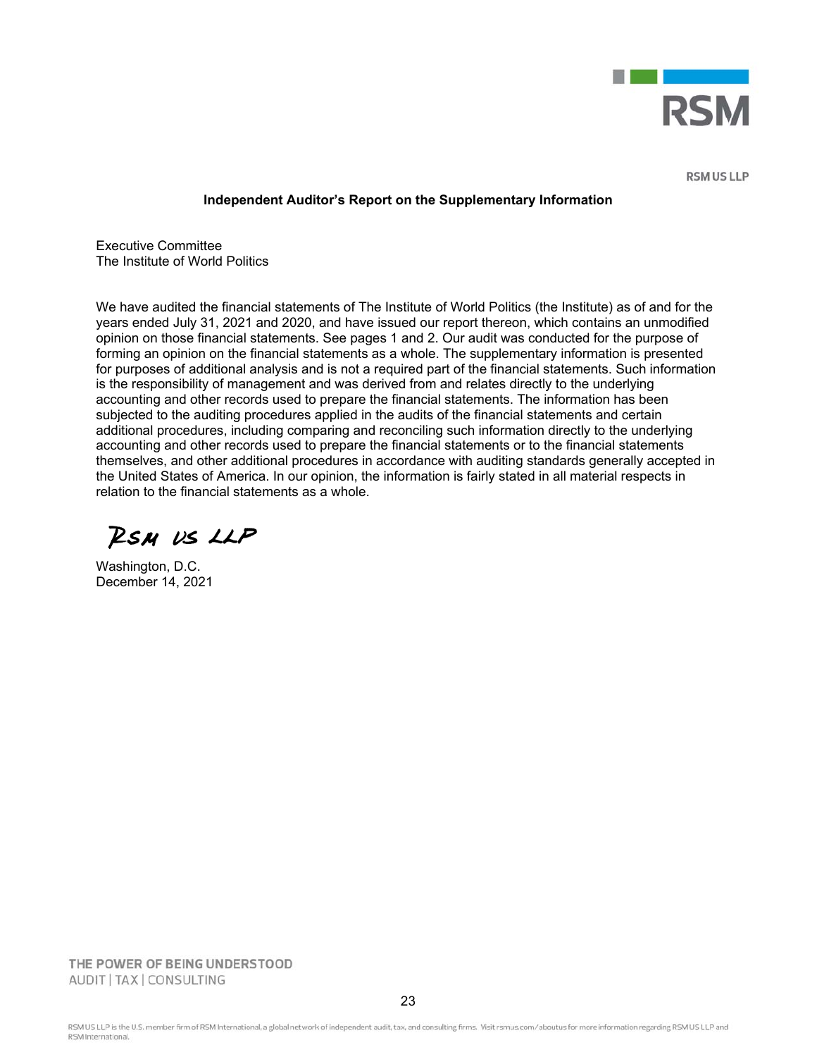RSM

RSM US LLP

## Independent Auditor's Report on the Supplementary Information

Executive Committee
The Institute of World Politics

We have audited the financial statements of The Institute of World Politics (the Institute) as of and for the years ended July 31, 2021 and 2020, and have issued our report thereon, which contains an unmodified opinion on those financial statements. See pages 1 and 2. Our audit was conducted for the purpose of forming an opinion on the financial statements as a whole. The supplementary information is presented for purposes of additional analysis and is not a required part of the financial statements. Such information is the responsibility of management and was derived from and relates directly to the underlying accounting and other records used to prepare the financial statements. The information has been subjected to the auditing procedures applied in the audits of the financial statements and certain additional procedures, including comparing and reconciling such information directly to the underlying accounting and other records used to prepare the financial statements or to the financial statements themselves, and other additional procedures in accordance with auditing standards generally accepted in the United States of America. In our opinion, the information is fairly stated in all material respects in relation to the financial statements as a whole.

RSM US LLP

Washington, D.C.
December 14, 2021

THE POWER OF BEING UNDERSTOOD
AUDIT | TAX | CONSULTING

RSM US LLP is the U.S. member firm of RSM International, a global network of independent audit, tax, and consulting firms. Visit rsmus.com/aboutus for more information regarding RSM US LLP and RSM International.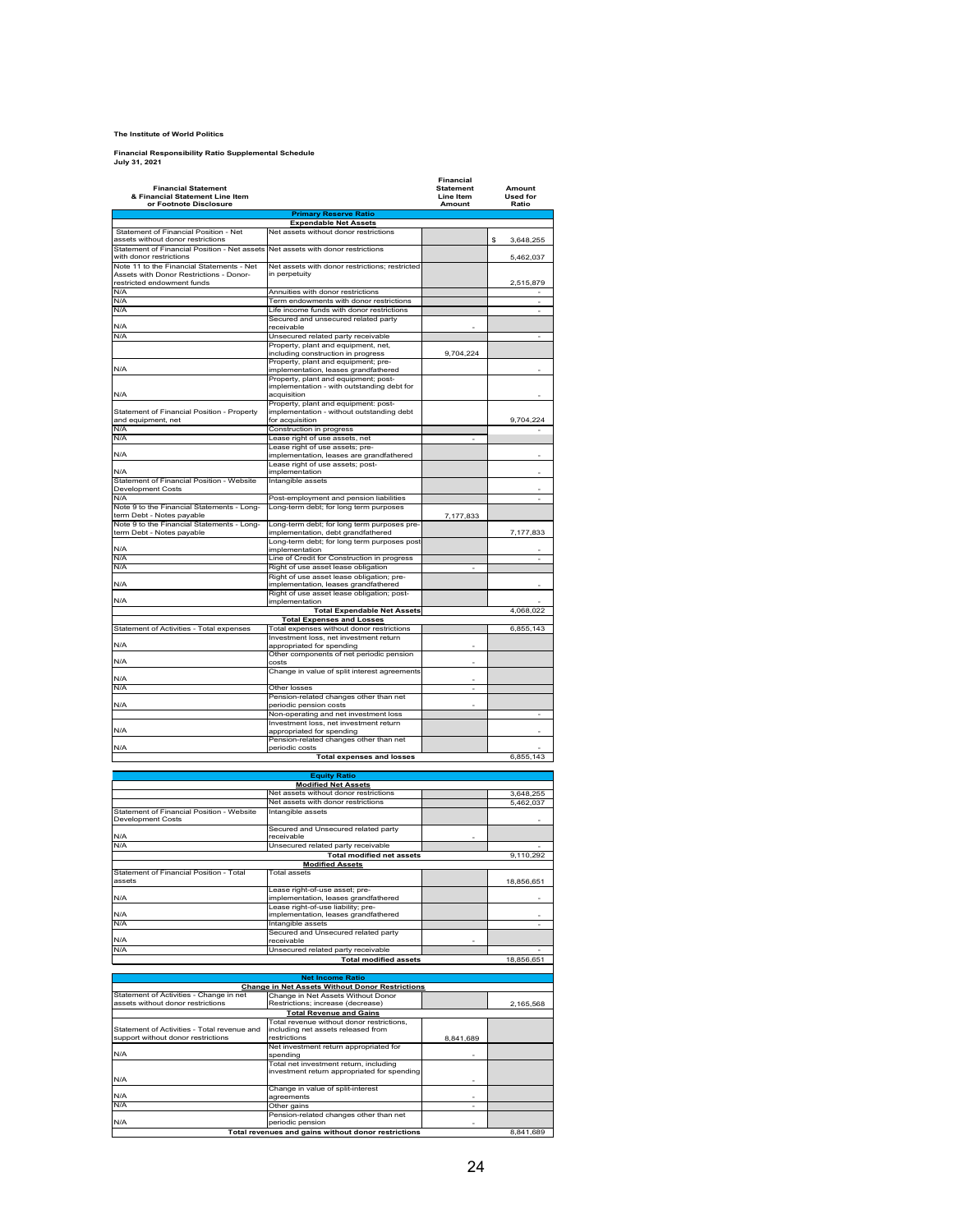**The Institute of World Politics**

**Financial Responsibility Ratio Supplemental Schedule**
**July 31, 2021**

| Financial Statement & Financial Statement Line Item or Footnote Disclosure | | Financial Statement Line Item Amount | Amount Used for Ratio |
|---|---|---|---|
| | **Primary Reserve Ratio** | | |
| | **Expendable Net Assets** | | |
| Statement of Financial Position - Net assets without donor restrictions | Net assets without donor restrictions | | $ 3,648,255 |
| Statement of Financial Position - Net assets with donor restrictions | Net assets with donor restrictions | | 5,462,037 |
| Note 11 to the Financial Statements - Net Assets with Donor Restrictions - Donor-restricted endowment funds | Net assets with donor restrictions; restricted in perpetuity | | 2,515,879 |
| N/A | Annuities with donor restrictions | | - |
| N/A | Term endowments with donor restrictions | | - |
| N/A | Life income funds with donor restrictions | | - |
| N/A | Secured and unsecured related party receivable | - | |
| N/A | Unsecured related party receivable | | - |
| | Property, plant and equipment, net, including construction in progress | 9,704,224 | |
| N/A | Property, plant and equipment; pre-implementation, leases grandfathered | | - |
| N/A | Property, plant and equipment; post-implementation - with outstanding debt for acquisition | | - |
| Statement of Financial Position - Property and equipment, net | Property, plant and equipment: post-implementation - without outstanding debt for acquisition | | 9,704,224 |
| N/A | Construction in progress | | - |
| N/A | Lease right of use assets, net | - | |
| N/A | Lease right of use assets; pre-implementation, leases are grandfathered | | - |
| N/A | Lease right of use assets; post-implementation | | - |
| Statement of Financial Position - Website Development Costs | Intangible assets | | - |
| N/A | Post-employment and pension liabilities | | - |
| Note 9 to the Financial Statements - Long-term Debt - Notes payable | Long-term debt; for long term purposes | 7,177,833 | |
| Note 9 to the Financial Statements - Long-term Debt - Notes payable | Long-term debt; for long term purposes pre-implementation, debt grandfathered | | 7,177,833 |
| N/A | Long-term debt; for long term purposes post implementation | | - |
| N/A | Line of Credit for Construction in progress | | - |
| N/A | Right of use asset lease obligation | - | |
| N/A | Right of use asset lease obligation; pre-implementation, leases grandfathered | | - |
| N/A | Right of use asset lease obligation; post-implementation | | - |
| | **Total Expendable Net Assets** | | 4,068,022 |
| | **Total Expenses and Losses** | | |
| Statement of Activities - Total expenses | Total expenses without donor restrictions | | 6,855,143 |
| N/A | Investment loss, net investment return appropriated for spending | - | |
| N/A | Other components of net periodic pension costs | - | |
| N/A | Change in value of split interest agreements | - | |
| N/A | Other losses | - | |
| N/A | Pension-related changes other than net periodic pension costs | - | |
| | Non-operating and net investment loss | | - |
| N/A | Investment loss, net investment return appropriated for spending | | - |
| N/A | Pension-related changes other than net periodic costs | | - |
| | **Total expenses and losses** | | 6,855,143 |

| | | | |
|---|---|---|---|
| | **Equity Ratio** | | |
| | **Modified Net Assets** | | |
| | Net assets without donor restrictions | | 3,648,255 |
| | Net assets with donor restrictions | | 5,462,037 |
| Statement of Financial Position - Website Development Costs | Intangible assets | | - |
| N/A | Secured and Unsecured related party receivable | - | |
| N/A | Unsecured related party receivable | | - |
| | **Total modified net assets** | | 9,110,292 |
| | **Modified Assets** | | |
| Statement of Financial Position - Total assets | Total assets | | 18,856,651 |
| N/A | Lease right-of-use asset; pre-implementation, leases grandfathered | | - |
| N/A | Lease right-of-use liability; pre-implementation, leases grandfathered | | - |
| N/A | Intangible assets | | - |
| N/A | Secured and Unsecured related party receivable | - | |
| N/A | Unsecured related party receivable | | - |
| | **Total modified assets** | | 18,856,651 |

| | | | |
|---|---|---|---|
| | **Net Income Ratio** | | |
| | **Change in Net Assets Without Donor Restrictions** | | |
| Statement of Activities - Change in net assets without donor restrictions | Change in Net Assets Without Donor Restrictions; increase (decrease) | | 2,165,568 |
| | **Total Revenue and Gains** | | |
| Statement of Activities - Total revenue and support without donor restrictions | Total revenue without donor restrictions, including net assets released from restrictions | 8,841,689 | |
| N/A | Net investment return appropriated for spending | - | |
| N/A | Total net investment return, including investment return appropriated for spending | - | |
| N/A | Change in value of split-interest agreements | - | |
| N/A | Other gains | - | |
| N/A | Pension-related changes other than net periodic pension | - | |
| | **Total revenues and gains without donor restrictions** | | 8,841,689 |